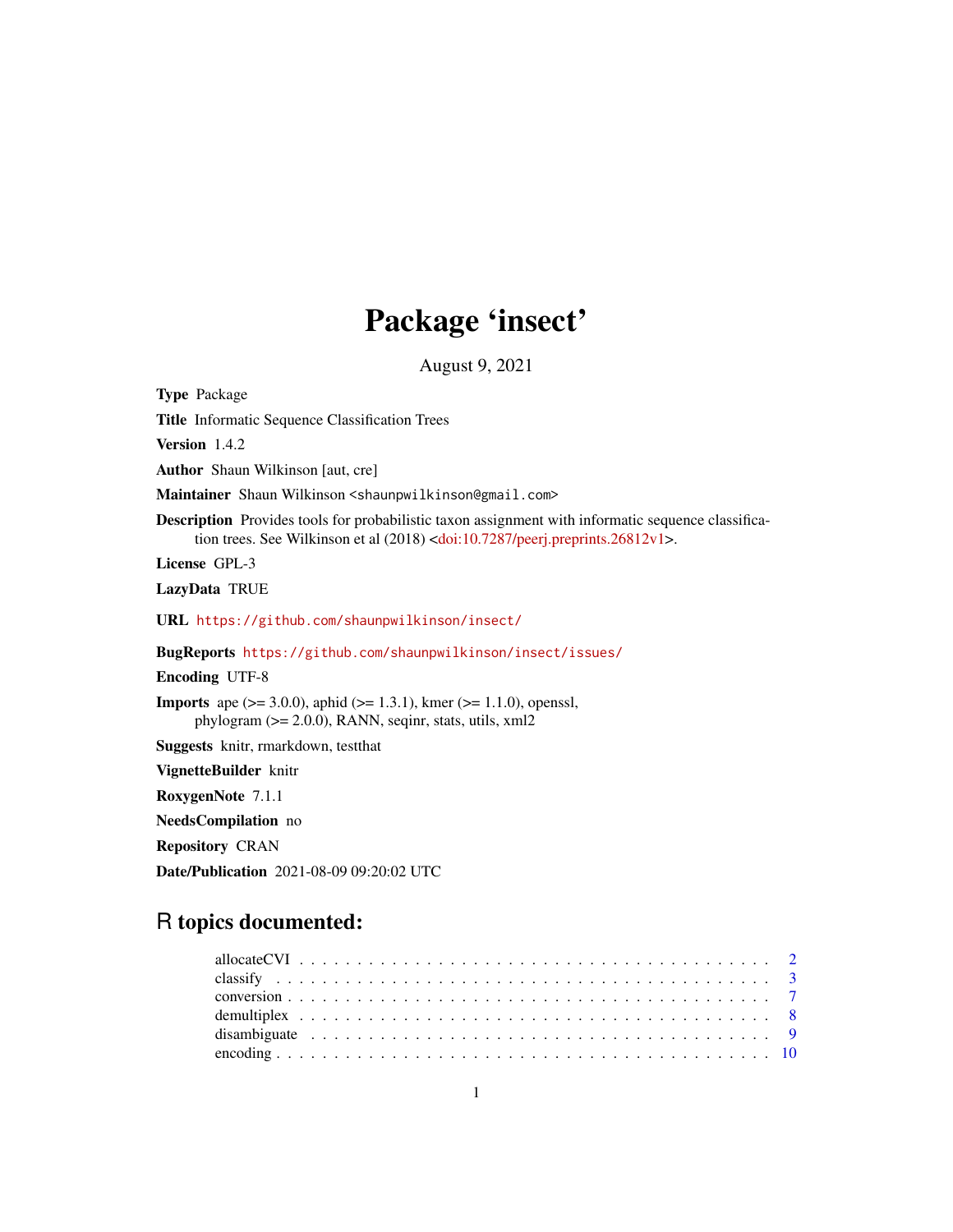# Package 'insect'

August 9, 2021

**Type** Package

**Title** Informatic Sequence Classification Trees

**Version** 1.4.2

**Author** Shaun Wilkinson [aut, cre]

**Maintainer** Shaun Wilkinson <shaunpwilkinson@gmail.com>

**Description** Provides tools for probabilistic taxon assignment with informatic sequence classification trees. See Wilkinson et al (2018) <doi:10.7287/peerj.preprints.26812v1>.

**License** GPL-3

**LazyData** TRUE

**URL** https://github.com/shaunpwilkinson/insect/

**BugReports** https://github.com/shaunpwilkinson/insect/issues/

**Encoding** UTF-8

**Imports** ape (>= 3.0.0), aphid (>= 1.3.1), kmer (>= 1.1.0), openssl, phylogram (>= 2.0.0), RANN, seqinr, stats, utils, xml2

**Suggests** knitr, rmarkdown, testthat

**VignetteBuilder** knitr

**RoxygenNote** 7.1.1

**NeedsCompilation** no

**Repository** CRAN

**Date/Publication** 2021-08-09 09:20:02 UTC

## R topics documented:

| | |
|---|---|
| allocateCVI | 2 |
| classify | 3 |
| conversion | 7 |
| demultiplex | 8 |
| disambiguate | 9 |
| encoding | 10 |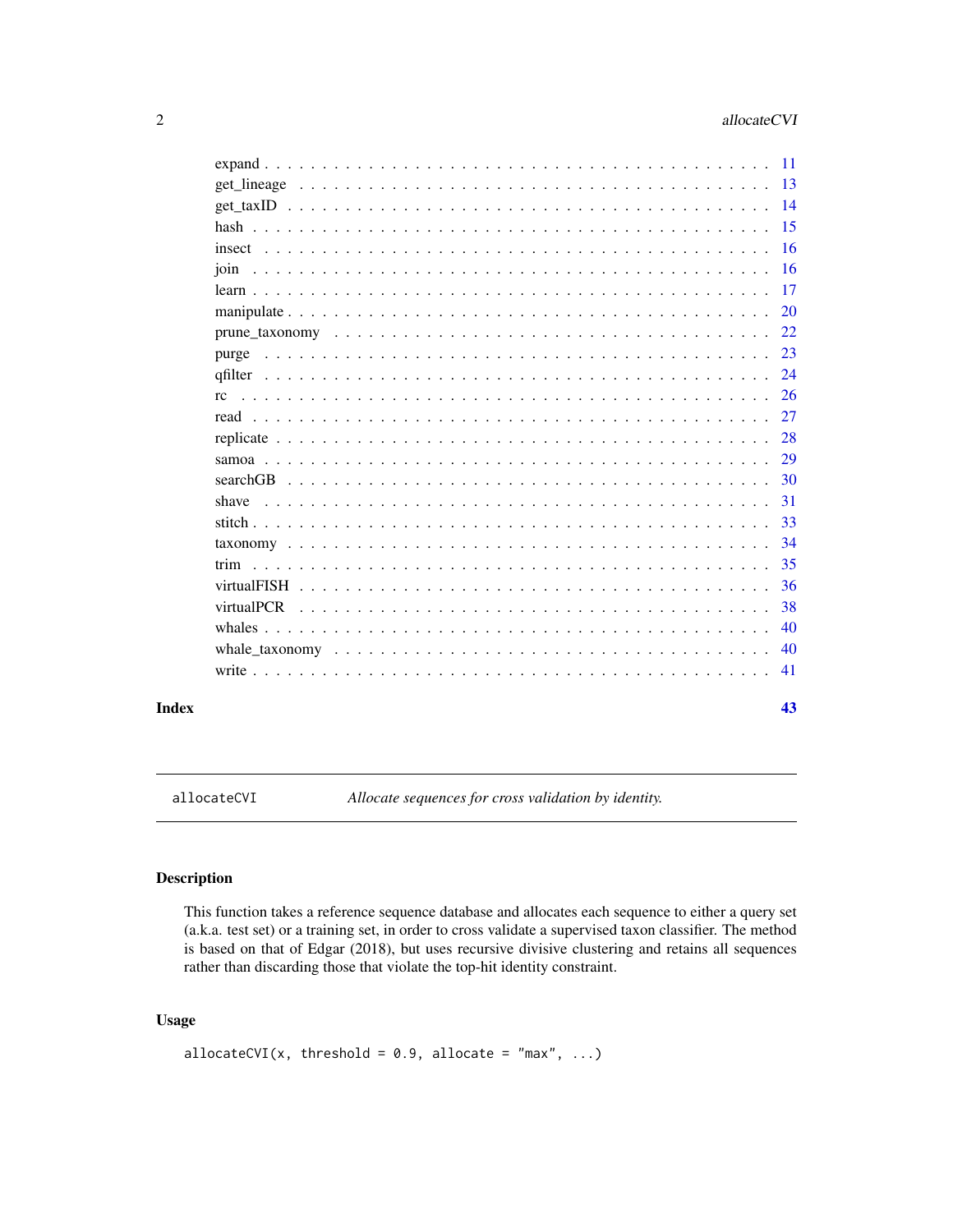| | |
|---|---|
| expand | 11 |
| get_lineage | 13 |
| get_taxID | 14 |
| hash | 15 |
| insect | 16 |
| join | 16 |
| learn | 17 |
| manipulate | 20 |
| prune_taxonomy | 22 |
| purge | 23 |
| qfilter | 24 |
| rc | 26 |
| read | 27 |
| replicate | 28 |
| samoa | 29 |
| searchGB | 30 |
| shave | 31 |
| stitch | 33 |
| taxonomy | 34 |
| trim | 35 |
| virtualFISH | 36 |
| virtualPCR | 38 |
| whales | 40 |
| whale_taxonomy | 40 |
| write | 41 |

**Index** **43**

---

`allocateCVI` *Allocate sequences for cross validation by identity.*

---

## Description

This function takes a reference sequence database and allocates each sequence to either a query set (a.k.a. test set) or a training set, in order to cross validate a supervised taxon classifier. The method is based on that of Edgar (2018), but uses recursive divisive clustering and retains all sequences rather than discarding those that violate the top-hit identity constraint.

## Usage

```
allocateCVI(x, threshold = 0.9, allocate = "max", ...)
```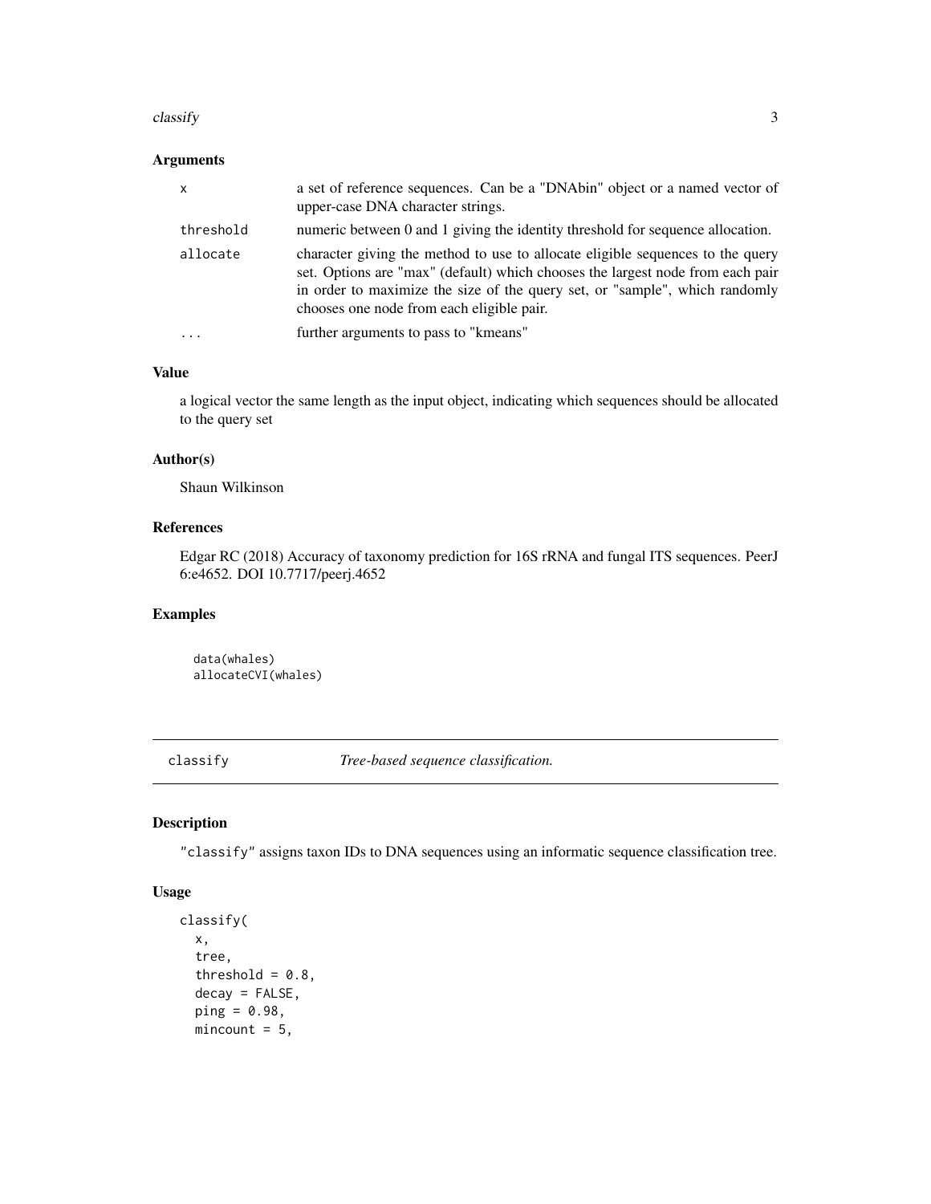### Arguments

| | |
|---|---|
| x | a set of reference sequences. Can be a "DNAbin" object or a named vector of upper-case DNA character strings. |
| threshold | numeric between 0 and 1 giving the identity threshold for sequence allocation. |
| allocate | character giving the method to use to allocate eligible sequences to the query set. Options are "max" (default) which chooses the largest node from each pair in order to maximize the size of the query set, or "sample", which randomly chooses one node from each eligible pair. |
| ... | further arguments to pass to "kmeans" |

### Value

a logical vector the same length as the input object, indicating which sequences should be allocated to the query set

### Author(s)

Shaun Wilkinson

### References

Edgar RC (2018) Accuracy of taxonomy prediction for 16S rRNA and fungal ITS sequences. PeerJ 6:e4652. DOI 10.7717/peerj.4652

### Examples

```
data(whales)
allocateCVI(whales)
```

---

## classify *Tree-based sequence classification.*

### Description

"classify" assigns taxon IDs to DNA sequences using an informatic sequence classification tree.

### Usage

```
classify(
  x,
  tree,
  threshold = 0.8,
  decay = FALSE,
  ping = 0.98,
  mincount = 5,
```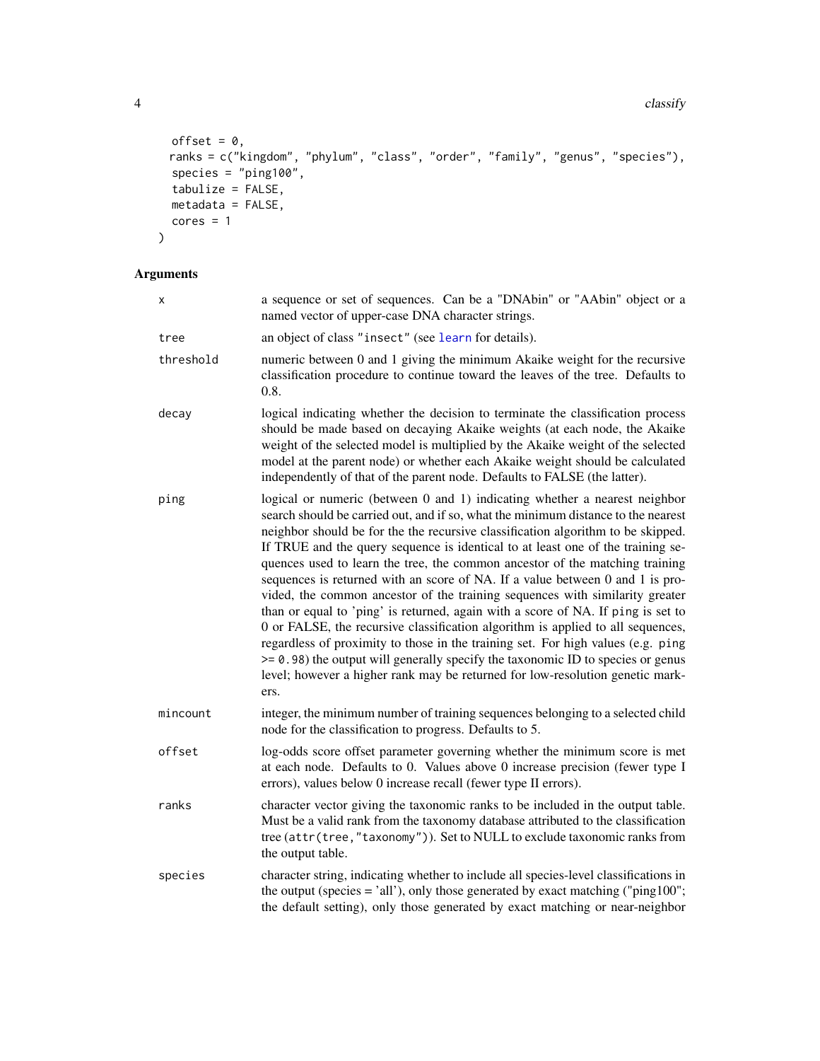```
  offset = 0,
  ranks = c("kingdom", "phylum", "class", "order", "family", "genus", "species"),
  species = "ping100",
  tabulize = FALSE,
  metadata = FALSE,
  cores = 1
)
```

## Arguments

| | |
|---|---|
| `x` | a sequence or set of sequences. Can be a "DNAbin" or "AAbin" object or a named vector of upper-case DNA character strings. |
| `tree` | an object of class `"insect"` (see `learn` for details). |
| `threshold` | numeric between 0 and 1 giving the minimum Akaike weight for the recursive classification procedure to continue toward the leaves of the tree. Defaults to 0.8. |
| `decay` | logical indicating whether the decision to terminate the classification process should be made based on decaying Akaike weights (at each node, the Akaike weight of the selected model is multiplied by the Akaike weight of the selected model at the parent node) or whether each Akaike weight should be calculated independently of that of the parent node. Defaults to FALSE (the latter). |
| `ping` | logical or numeric (between 0 and 1) indicating whether a nearest neighbor search should be carried out, and if so, what the minimum distance to the nearest neighbor should be for the the recursive classification algorithm to be skipped. If TRUE and the query sequence is identical to at least one of the training sequences used to learn the tree, the common ancestor of the matching training sequences is returned with an score of NA. If a value between 0 and 1 is provided, the common ancestor of the training sequences with similarity greater than or equal to 'ping' is returned, again with a score of NA. If `ping` is set to 0 or FALSE, the recursive classification algorithm is applied to all sequences, regardless of proximity to those in the training set. For high values (e.g. `ping >= 0.98`) the output will generally specify the taxonomic ID to species or genus level; however a higher rank may be returned for low-resolution genetic markers. |
| `mincount` | integer, the minimum number of training sequences belonging to a selected child node for the classification to progress. Defaults to 5. |
| `offset` | log-odds score offset parameter governing whether the minimum score is met at each node. Defaults to 0. Values above 0 increase precision (fewer type I errors), values below 0 increase recall (fewer type II errors). |
| `ranks` | character vector giving the taxonomic ranks to be included in the output table. Must be a valid rank from the taxonomy database attributed to the classification tree (`attr(tree,"taxonomy")`). Set to NULL to exclude taxonomic ranks from the output table. |
| `species` | character string, indicating whether to include all species-level classifications in the output (species = 'all'), only those generated by exact matching ("ping100"; the default setting), only those generated by exact matching or near-neighbor |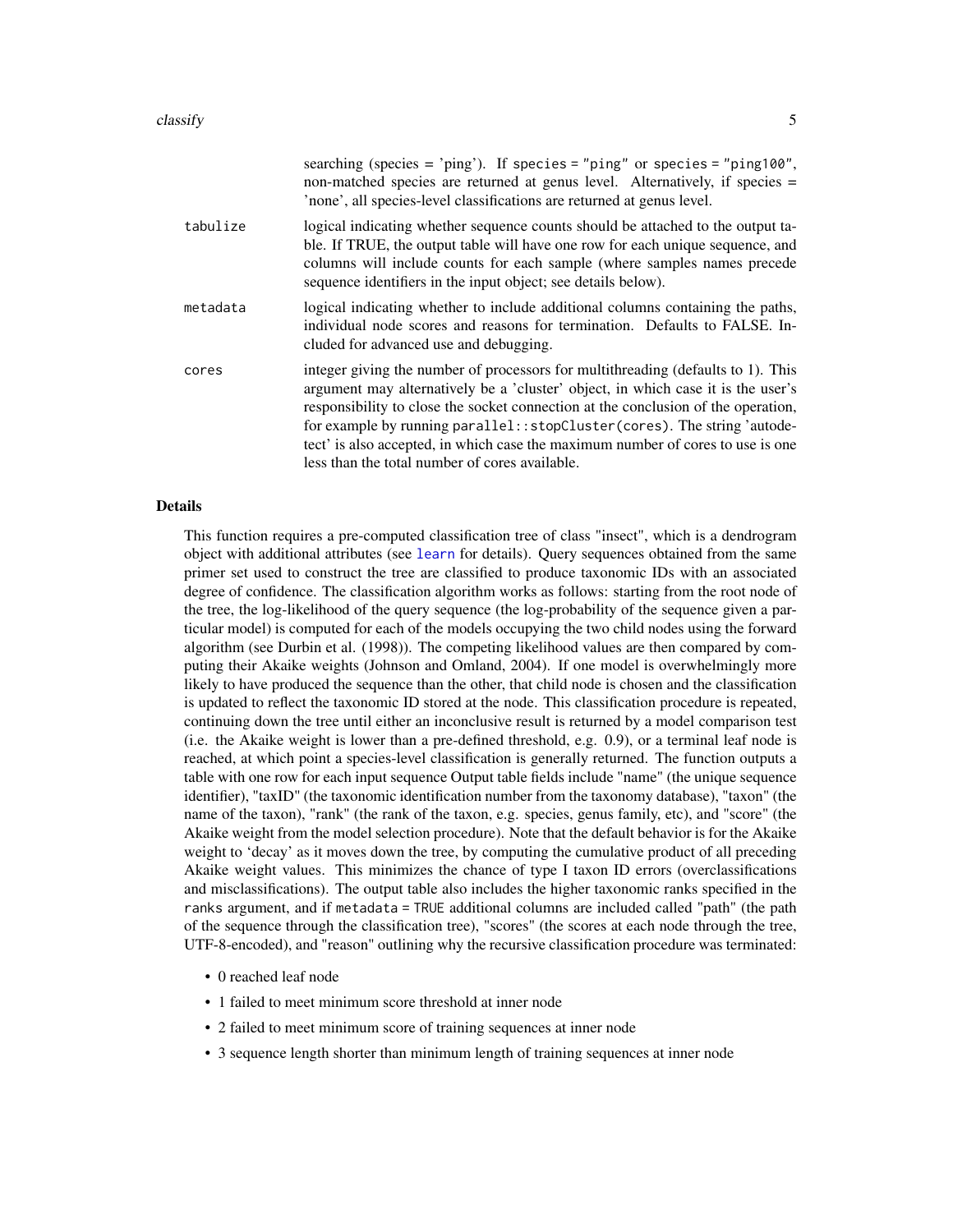searching (species = 'ping'). If `species = "ping"` or `species = "ping100"`, non-matched species are returned at genus level. Alternatively, if species = 'none', all species-level classifications are returned at genus level.

`tabulize` logical indicating whether sequence counts should be attached to the output table. If TRUE, the output table will have one row for each unique sequence, and columns will include counts for each sample (where samples names precede sequence identifiers in the input object; see details below).

`metadata` logical indicating whether to include additional columns containing the paths, individual node scores and reasons for termination. Defaults to FALSE. Included for advanced use and debugging.

`cores` integer giving the number of processors for multithreading (defaults to 1). This argument may alternatively be a 'cluster' object, in which case it is the user's responsibility to close the socket connection at the conclusion of the operation, for example by running `parallel::stopCluster(cores)`. The string 'autodetect' is also accepted, in which case the maximum number of cores to use is one less than the total number of cores available.

## Details

This function requires a pre-computed classification tree of class "insect", which is a dendrogram object with additional attributes (see `learn` for details). Query sequences obtained from the same primer set used to construct the tree are classified to produce taxonomic IDs with an associated degree of confidence. The classification algorithm works as follows: starting from the root node of the tree, the log-likelihood of the query sequence (the log-probability of the sequence given a particular model) is computed for each of the models occupying the two child nodes using the forward algorithm (see Durbin et al. (1998)). The competing likelihood values are then compared by computing their Akaike weights (Johnson and Omland, 2004). If one model is overwhelmingly more likely to have produced the sequence than the other, that child node is chosen and the classification is updated to reflect the taxonomic ID stored at the node. This classification procedure is repeated, continuing down the tree until either an inconclusive result is returned by a model comparison test (i.e. the Akaike weight is lower than a pre-defined threshold, e.g. 0.9), or a terminal leaf node is reached, at which point a species-level classification is generally returned. The function outputs a table with one row for each input sequence Output table fields include "name" (the unique sequence identifier), "taxID" (the taxonomic identification number from the taxonomy database), "taxon" (the name of the taxon), "rank" (the rank of the taxon, e.g. species, genus family, etc), and "score" (the Akaike weight from the model selection procedure). Note that the default behavior is for the Akaike weight to 'decay' as it moves down the tree, by computing the cumulative product of all preceding Akaike weight values. This minimizes the chance of type I taxon ID errors (overclassifications and misclassifications). The output table also includes the higher taxonomic ranks specified in the `ranks` argument, and if `metadata = TRUE` additional columns are included called "path" (the path of the sequence through the classification tree), "scores" (the scores at each node through the tree, UTF-8-encoded), and "reason" outlining why the recursive classification procedure was terminated:

- 0 reached leaf node
- 1 failed to meet minimum score threshold at inner node
- 2 failed to meet minimum score of training sequences at inner node
- 3 sequence length shorter than minimum length of training sequences at inner node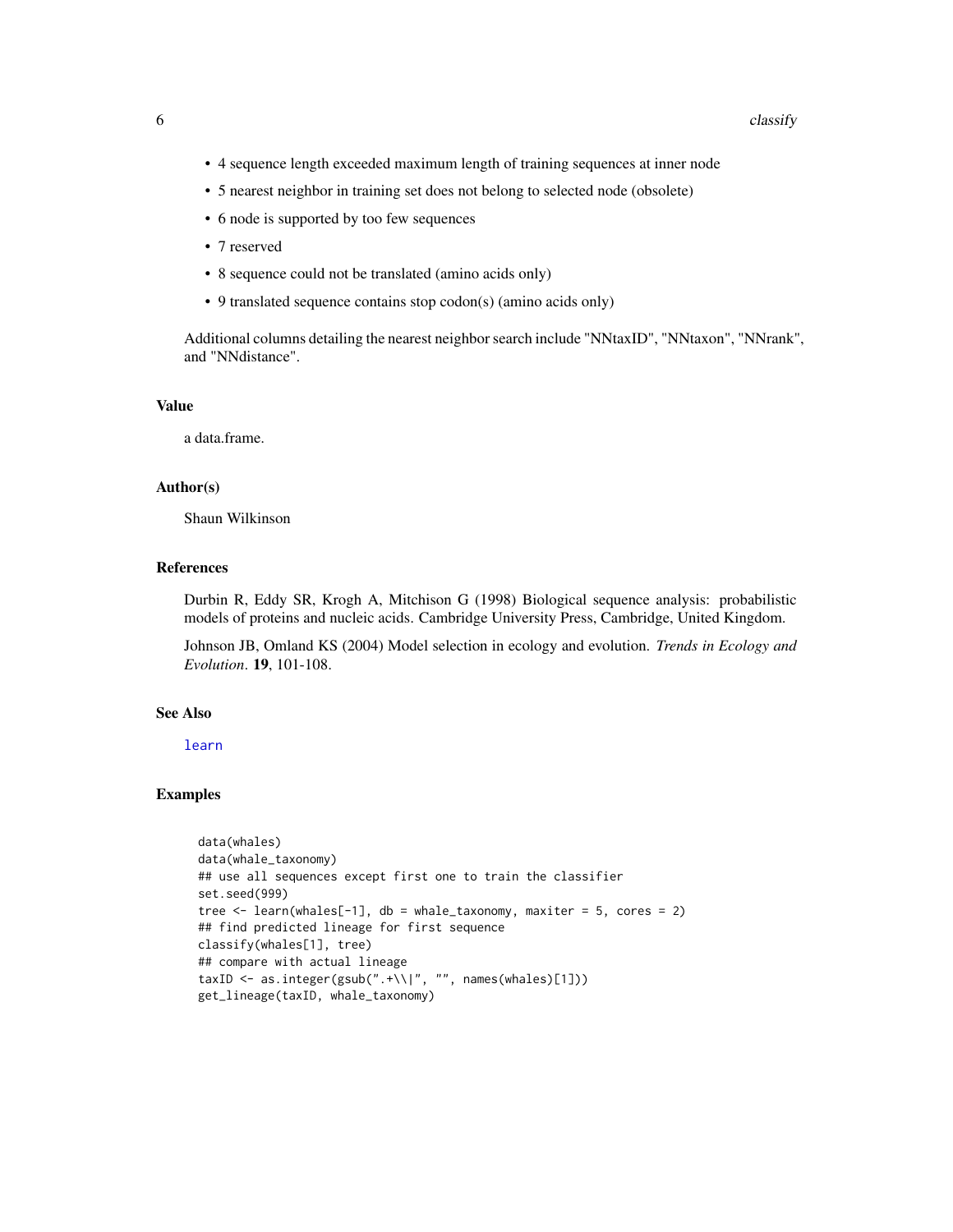- 4 sequence length exceeded maximum length of training sequences at inner node
- 5 nearest neighbor in training set does not belong to selected node (obsolete)
- 6 node is supported by too few sequences
- 7 reserved
- 8 sequence could not be translated (amino acids only)
- 9 translated sequence contains stop codon(s) (amino acids only)

Additional columns detailing the nearest neighbor search include "NNtaxID", "NNtaxon", "NNrank", and "NNdistance".

## Value

a data.frame.

## Author(s)

Shaun Wilkinson

## References

Durbin R, Eddy SR, Krogh A, Mitchison G (1998) Biological sequence analysis: probabilistic models of proteins and nucleic acids. Cambridge University Press, Cambridge, United Kingdom.

Johnson JB, Omland KS (2004) Model selection in ecology and evolution. *Trends in Ecology and Evolution*. **19**, 101-108.

## See Also

learn

## Examples

```
data(whales)
data(whale_taxonomy)
## use all sequences except first one to train the classifier
set.seed(999)
tree <- learn(whales[-1], db = whale_taxonomy, maxiter = 5, cores = 2)
## find predicted lineage for first sequence
classify(whales[1], tree)
## compare with actual lineage
taxID <- as.integer(gsub(".+\\|", "", names(whales)[1]))
get_lineage(taxID, whale_taxonomy)
```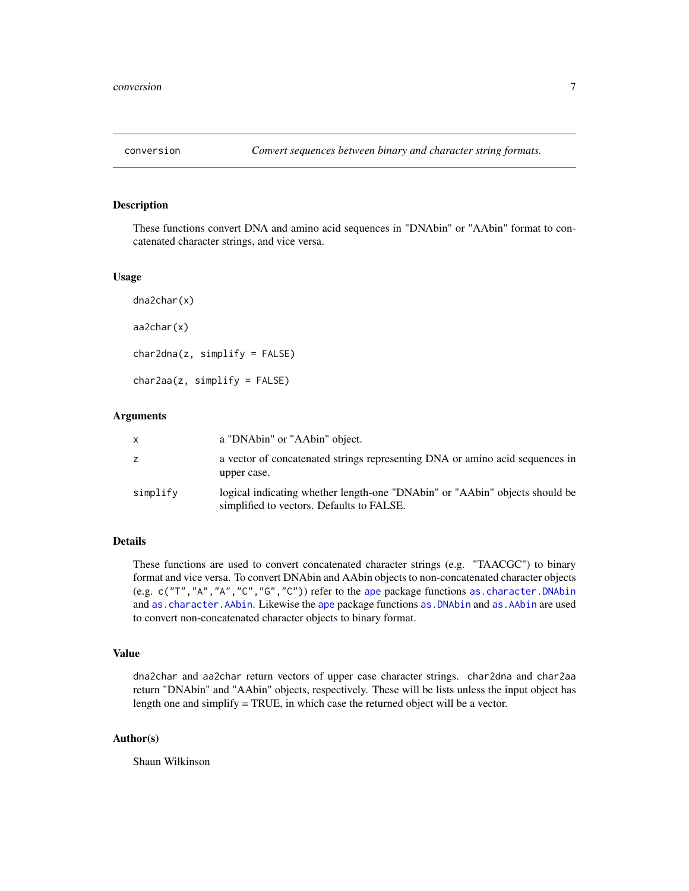# conversion — *Convert sequences between binary and character string formats.*

## Description

These functions convert DNA and amino acid sequences in "DNAbin" or "AAbin" format to concatenated character strings, and vice versa.

## Usage

```
dna2char(x)

aa2char(x)

char2dna(z, simplify = FALSE)

char2aa(z, simplify = FALSE)
```

## Arguments

| | |
|---|---|
| x | a "DNAbin" or "AAbin" object. |
| z | a vector of concatenated strings representing DNA or amino acid sequences in upper case. |
| simplify | logical indicating whether length-one "DNAbin" or "AAbin" objects should be simplified to vectors. Defaults to FALSE. |

## Details

These functions are used to convert concatenated character strings (e.g. "TAACGC") to binary format and vice versa. To convert DNAbin and AAbin objects to non-concatenated character objects (e.g. `c("T","A","A","C","G","C")`) refer to the `ape` package functions `as.character.DNAbin` and `as.character.AAbin`. Likewise the `ape` package functions `as.DNAbin` and `as.AAbin` are used to convert non-concatenated character objects to binary format.

## Value

`dna2char` and `aa2char` return vectors of upper case character strings. `char2dna` and `char2aa` return "DNAbin" and "AAbin" objects, respectively. These will be lists unless the input object has length one and simplify = TRUE, in which case the returned object will be a vector.

## Author(s)

Shaun Wilkinson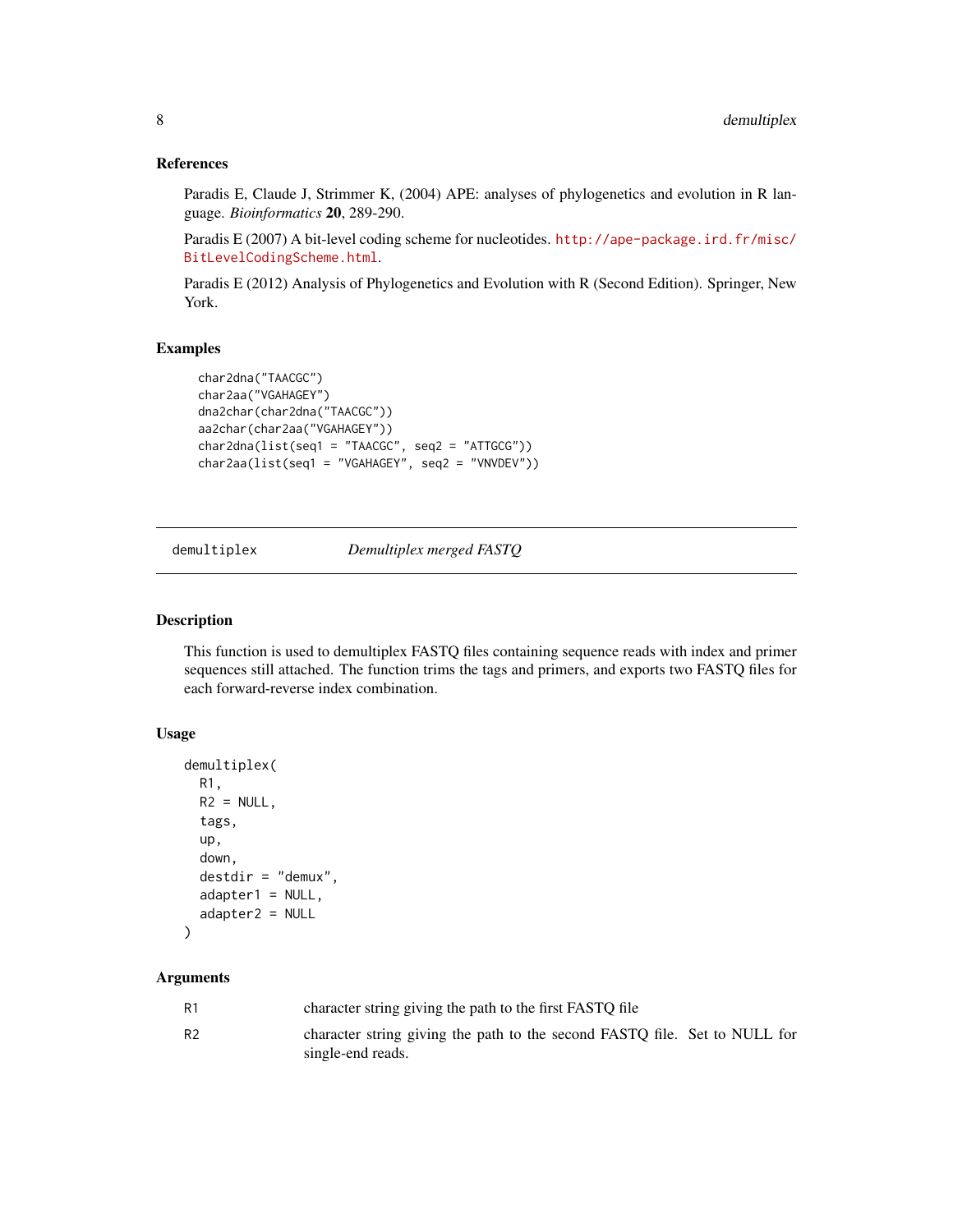### References

Paradis E, Claude J, Strimmer K, (2004) APE: analyses of phylogenetics and evolution in R language. *Bioinformatics* **20**, 289-290.

Paradis E (2007) A bit-level coding scheme for nucleotides. http://ape-package.ird.fr/misc/BitLevelCodingScheme.html.

Paradis E (2012) Analysis of Phylogenetics and Evolution with R (Second Edition). Springer, New York.

### Examples

```
char2dna("TAACGC")
char2aa("VGAHAGEY")
dna2char(char2dna("TAACGC"))
aa2char(char2aa("VGAHAGEY"))
char2dna(list(seq1 = "TAACGC", seq2 = "ATTGCG"))
char2aa(list(seq1 = "VGAHAGEY", seq2 = "VNVDEV"))
```

---

## demultiplex — *Demultiplex merged FASTQ*

---

### Description

This function is used to demultiplex FASTQ files containing sequence reads with index and primer sequences still attached. The function trims the tags and primers, and exports two FASTQ files for each forward-reverse index combination.

### Usage

```
demultiplex(
  R1,
  R2 = NULL,
  tags,
  up,
  down,
  destdir = "demux",
  adapter1 = NULL,
  adapter2 = NULL
)
```

### Arguments

| | |
|---|---|
| R1 | character string giving the path to the first FASTQ file |
| R2 | character string giving the path to the second FASTQ file. Set to NULL for single-end reads. |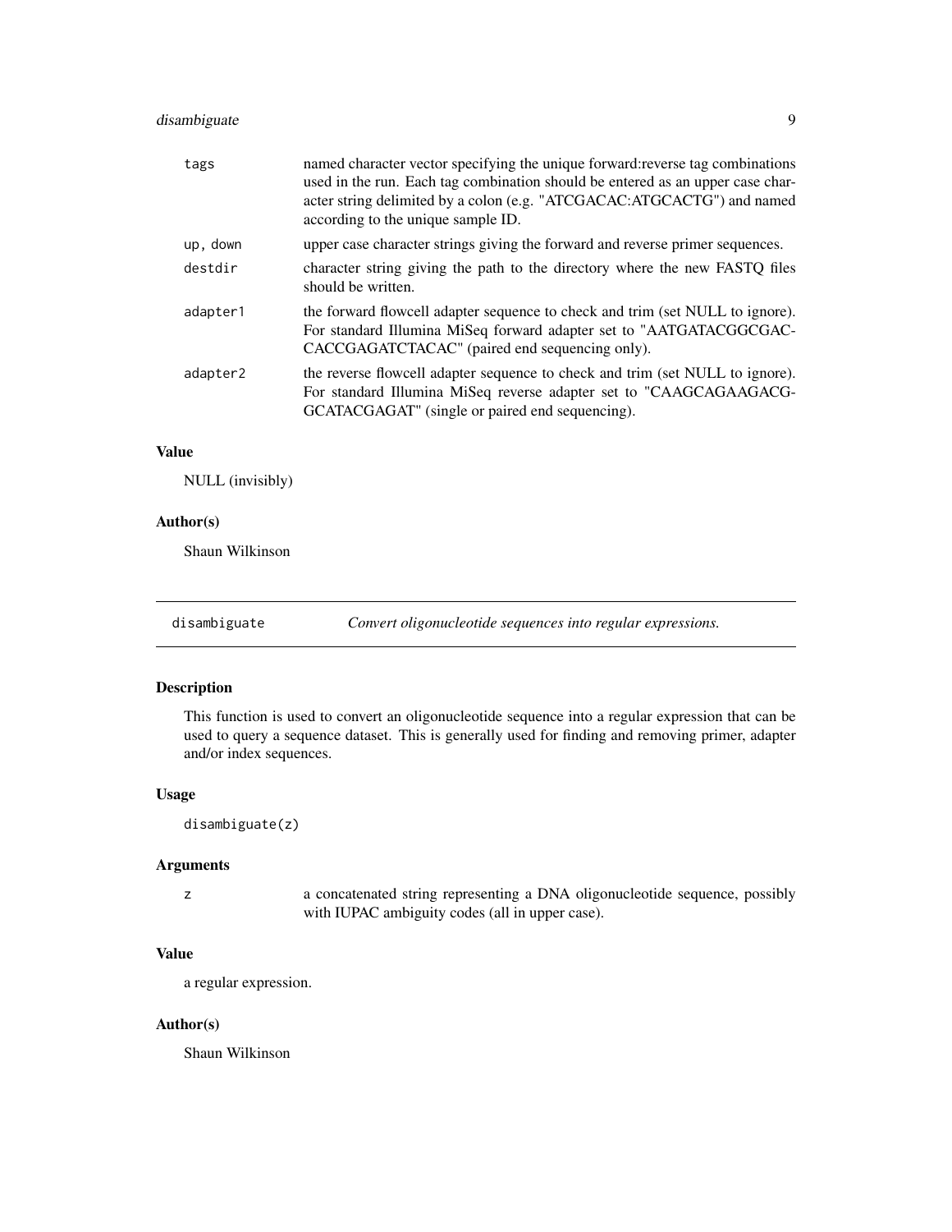| | |
|---|---|
| tags | named character vector specifying the unique forward:reverse tag combinations used in the run. Each tag combination should be entered as an upper case character string delimited by a colon (e.g. "ATCGACAC:ATGCACTG") and named according to the unique sample ID. |
| up, down | upper case character strings giving the forward and reverse primer sequences. |
| destdir | character string giving the path to the directory where the new FASTQ files should be written. |
| adapter1 | the forward flowcell adapter sequence to check and trim (set NULL to ignore). For standard Illumina MiSeq forward adapter set to "AATGATACGGCGACCACCGAGATCTACAC" (paired end sequencing only). |
| adapter2 | the reverse flowcell adapter sequence to check and trim (set NULL to ignore). For standard Illumina MiSeq reverse adapter set to "CAAGCAGAAGACGGCATACGAGAT" (single or paired end sequencing). |

### Value

NULL (invisibly)

### Author(s)

Shaun Wilkinson

---

## disambiguate — *Convert oligonucleotide sequences into regular expressions.*

### Description

This function is used to convert an oligonucleotide sequence into a regular expression that can be used to query a sequence dataset. This is generally used for finding and removing primer, adapter and/or index sequences.

### Usage

```
disambiguate(z)
```

### Arguments

| | |
|---|---|
| z | a concatenated string representing a DNA oligonucleotide sequence, possibly with IUPAC ambiguity codes (all in upper case). |

### Value

a regular expression.

### Author(s)

Shaun Wilkinson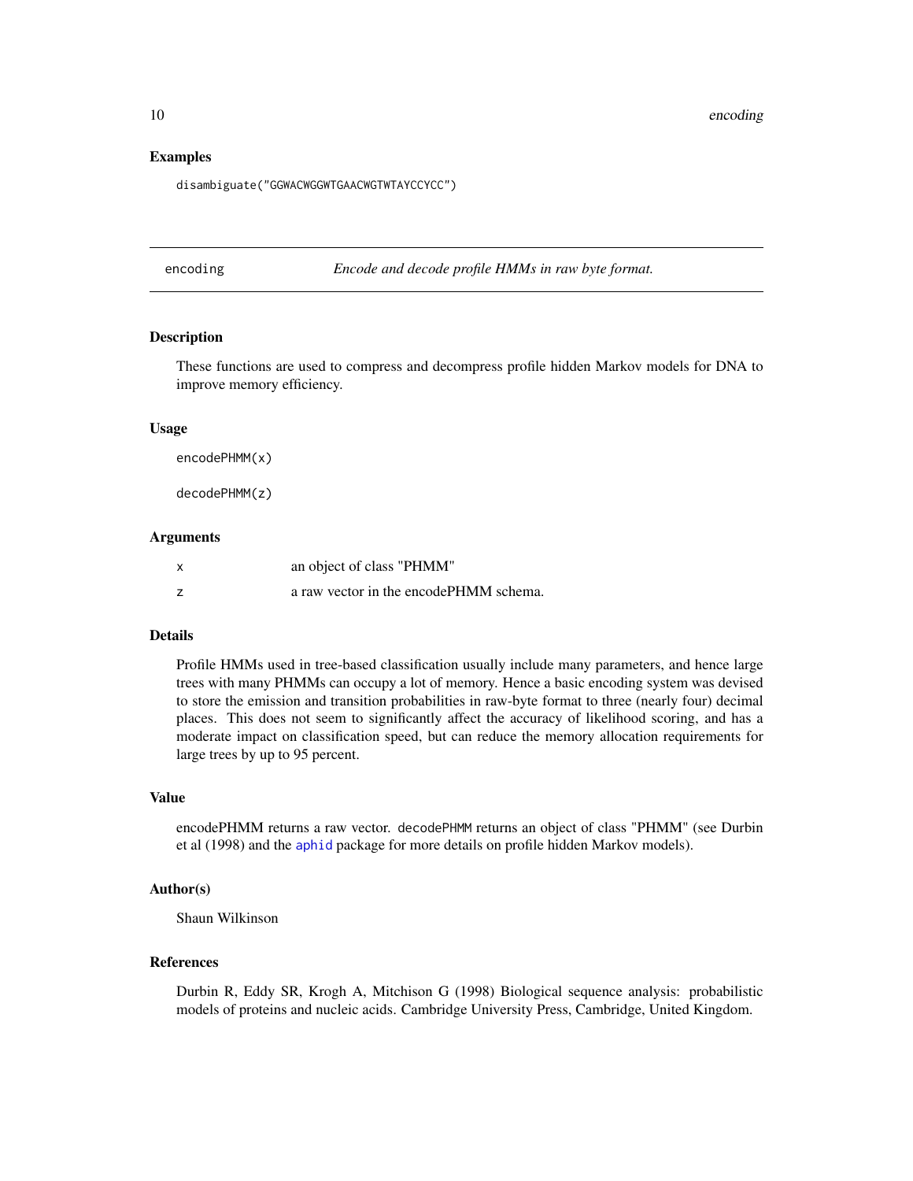### Examples

```
disambiguate("GGWACWGGWTGAACWGTWTAYCCYCC")
```

---

## encoding — *Encode and decode profile HMMs in raw byte format.*

---

### Description

These functions are used to compress and decompress profile hidden Markov models for DNA to improve memory efficiency.

### Usage

```
encodePHMM(x)

decodePHMM(z)
```

### Arguments

| | |
|---|---|
| x | an object of class "PHMM" |
| z | a raw vector in the encodePHMM schema. |

### Details

Profile HMMs used in tree-based classification usually include many parameters, and hence large trees with many PHMMs can occupy a lot of memory. Hence a basic encoding system was devised to store the emission and transition probabilities in raw-byte format to three (nearly four) decimal places. This does not seem to significantly affect the accuracy of likelihood scoring, and has a moderate impact on classification speed, but can reduce the memory allocation requirements for large trees by up to 95 percent.

### Value

encodePHMM returns a raw vector. `decodePHMM` returns an object of class "PHMM" (see Durbin et al (1998) and the `aphid` package for more details on profile hidden Markov models).

### Author(s)

Shaun Wilkinson

### References

Durbin R, Eddy SR, Krogh A, Mitchison G (1998) Biological sequence analysis: probabilistic models of proteins and nucleic acids. Cambridge University Press, Cambridge, United Kingdom.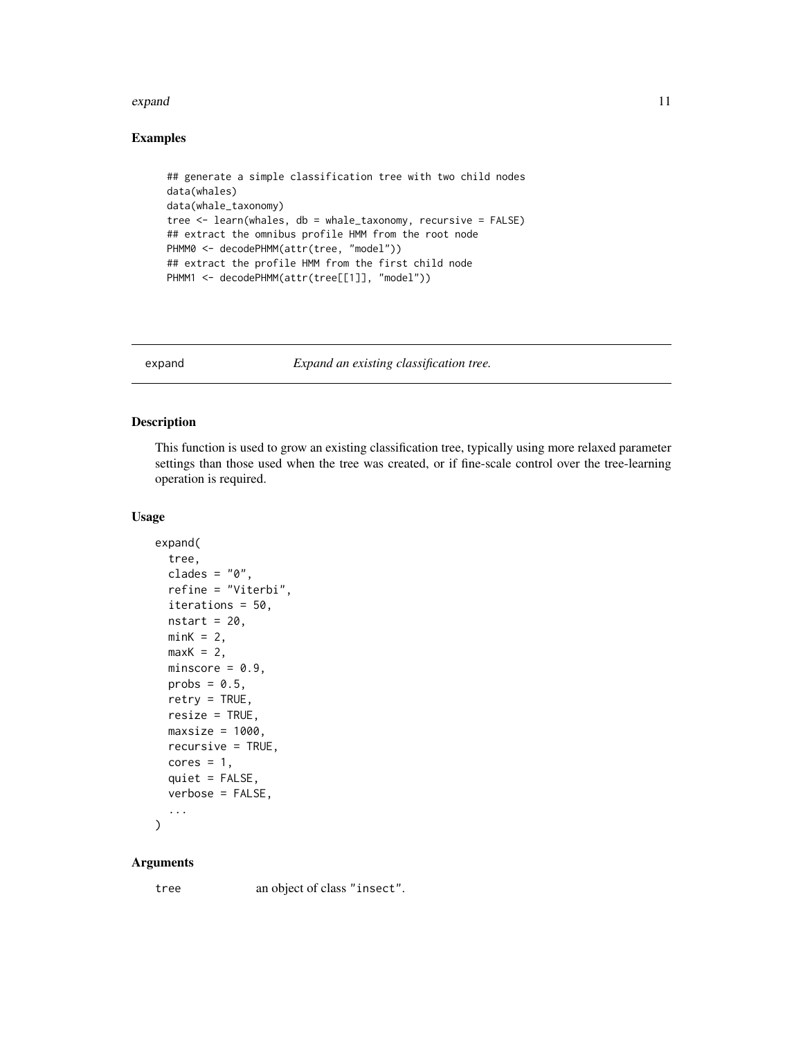## Examples

```
## generate a simple classification tree with two child nodes
data(whales)
data(whale_taxonomy)
tree <- learn(whales, db = whale_taxonomy, recursive = FALSE)
## extract the omnibus profile HMM from the root node
PHMM0 <- decodePHMM(attr(tree, "model"))
## extract the profile HMM from the first child node
PHMM1 <- decodePHMM(attr(tree[[1]], "model"))
```

---

# expand — *Expand an existing classification tree.*

## Description

This function is used to grow an existing classification tree, typically using more relaxed parameter settings than those used when the tree was created, or if fine-scale control over the tree-learning operation is required.

## Usage

```
expand(
  tree,
  clades = "0",
  refine = "Viterbi",
  iterations = 50,
  nstart = 20,
  minK = 2,
  maxK = 2,
  minscore = 0.9,
  probs = 0.5,
  retry = TRUE,
  resize = TRUE,
  maxsize = 1000,
  recursive = TRUE,
  cores = 1,
  quiet = FALSE,
  verbose = FALSE,
  ...
)
```

## Arguments

`tree` an object of class `"insect"`.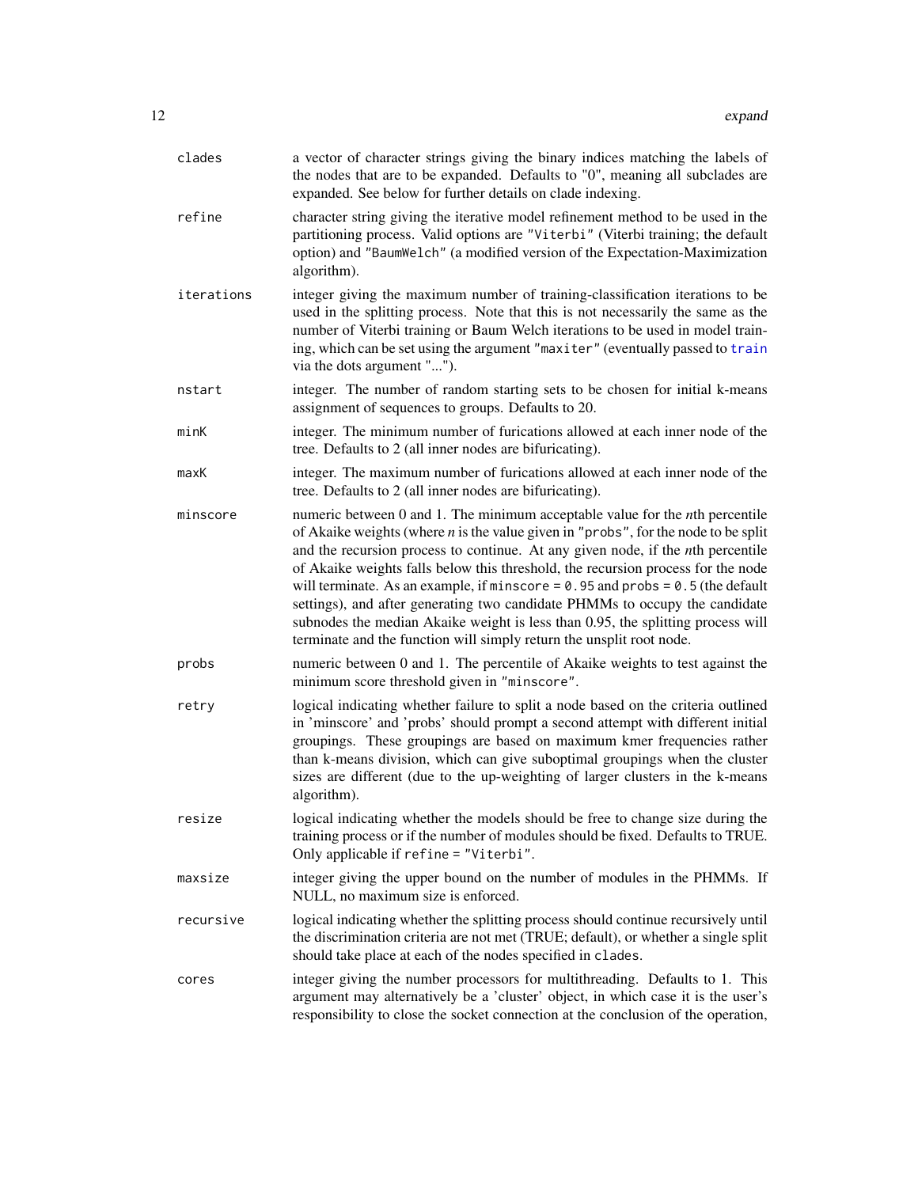| | |
|---|---|
| `clades` | a vector of character strings giving the binary indices matching the labels of the nodes that are to be expanded. Defaults to "0", meaning all subclades are expanded. See below for further details on clade indexing. |
| `refine` | character string giving the iterative model refinement method to be used in the partitioning process. Valid options are `"Viterbi"` (Viterbi training; the default option) and `"BaumWelch"` (a modified version of the Expectation-Maximization algorithm). |
| `iterations` | integer giving the maximum number of training-classification iterations to be used in the splitting process. Note that this is not necessarily the same as the number of Viterbi training or Baum Welch iterations to be used in model training, which can be set using the argument `"maxiter"` (eventually passed to `train` via the dots argument "..."). |
| `nstart` | integer. The number of random starting sets to be chosen for initial k-means assignment of sequences to groups. Defaults to 20. |
| `minK` | integer. The minimum number of furications allowed at each inner node of the tree. Defaults to 2 (all inner nodes are bifurcating). |
| `maxK` | integer. The maximum number of furications allowed at each inner node of the tree. Defaults to 2 (all inner nodes are bifurcating). |
| `minscore` | numeric between 0 and 1. The minimum acceptable value for the *n*th percentile of Akaike weights (where *n* is the value given in `"probs"`, for the node to be split and the recursion process to continue. At any given node, if the *n*th percentile of Akaike weights falls below this threshold, the recursion process for the node will terminate. As an example, if `minscore = 0.95` and `probs = 0.5` (the default settings), and after generating two candidate PHMMs to occupy the candidate subnodes the median Akaike weight is less than 0.95, the splitting process will terminate and the function will simply return the unsplit root node. |
| `probs` | numeric between 0 and 1. The percentile of Akaike weights to test against the minimum score threshold given in `"minscore"`. |
| `retry` | logical indicating whether failure to split a node based on the criteria outlined in 'minscore' and 'probs' should prompt a second attempt with different initial groupings. These groupings are based on maximum kmer frequencies rather than k-means division, which can give suboptimal groupings when the cluster sizes are different (due to the up-weighting of larger clusters in the k-means algorithm). |
| `resize` | logical indicating whether the models should be free to change size during the training process or if the number of modules should be fixed. Defaults to TRUE. Only applicable if `refine = "Viterbi"`. |
| `maxsize` | integer giving the upper bound on the number of modules in the PHMMs. If NULL, no maximum size is enforced. |
| `recursive` | logical indicating whether the splitting process should continue recursively until the discrimination criteria are not met (TRUE; default), or whether a single split should take place at each of the nodes specified in `clades`. |
| `cores` | integer giving the number processors for multithreading. Defaults to 1. This argument may alternatively be a 'cluster' object, in which case it is the user's responsibility to close the socket connection at the conclusion of the operation, |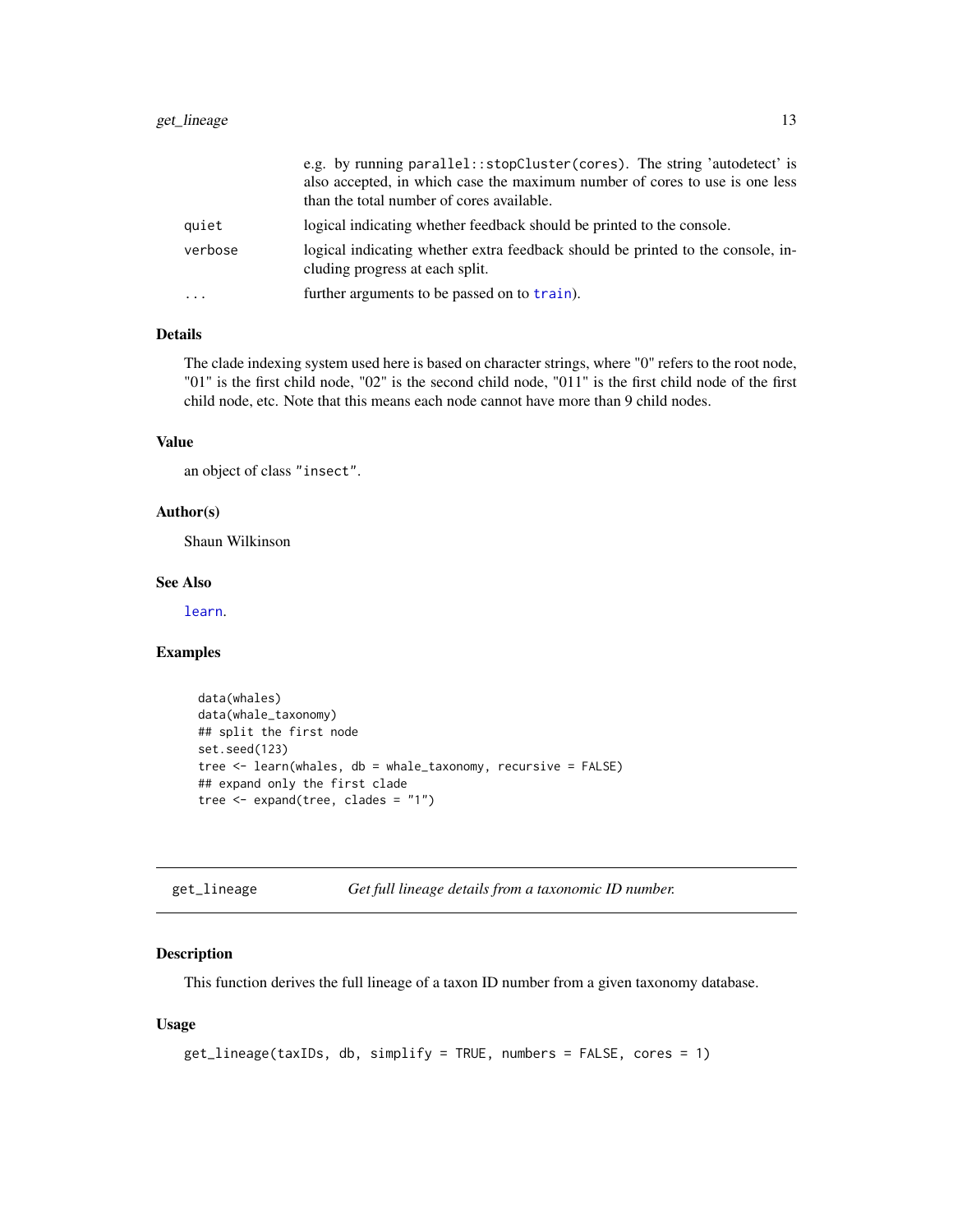| | |
|---|---|
| | e.g. by running `parallel::stopCluster(cores)`. The string 'autodetect' is also accepted, in which case the maximum number of cores to use is one less than the total number of cores available. |
| `quiet` | logical indicating whether feedback should be printed to the console. |
| `verbose` | logical indicating whether extra feedback should be printed to the console, including progress at each split. |
| `...` | further arguments to be passed on to `train`). |

### Details

The clade indexing system used here is based on character strings, where "0" refers to the root node, "01" is the first child node, "02" is the second child node, "011" is the first child node of the first child node, etc. Note that this means each node cannot have more than 9 child nodes.

### Value

an object of class `"insect"`.

### Author(s)

Shaun Wilkinson

### See Also

`learn`.

### Examples

```
data(whales)
data(whale_taxonomy)
## split the first node
set.seed(123)
tree <- learn(whales, db = whale_taxonomy, recursive = FALSE)
## expand only the first clade
tree <- expand(tree, clades = "1")
```

---

## get_lineage — *Get full lineage details from a taxonomic ID number.*

---

### Description

This function derives the full lineage of a taxon ID number from a given taxonomy database.

### Usage

```
get_lineage(taxIDs, db, simplify = TRUE, numbers = FALSE, cores = 1)
```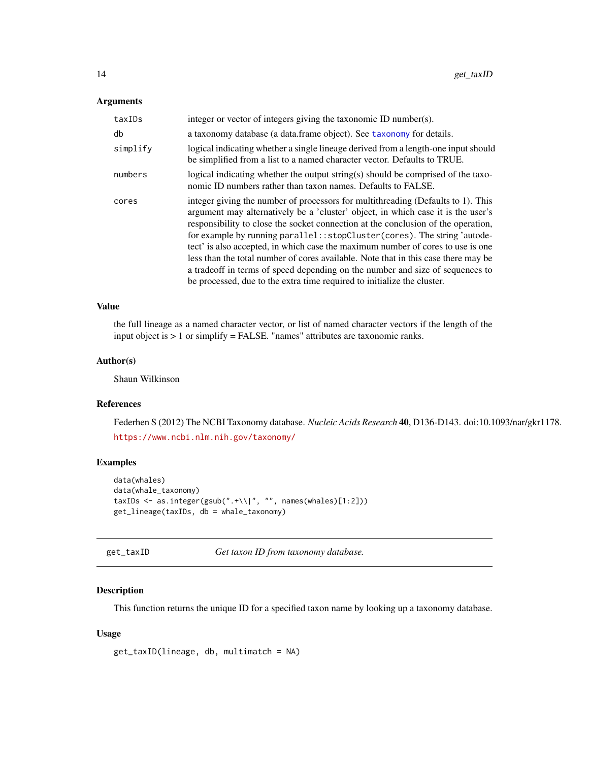### Arguments

| | |
|---|---|
| `taxIDs` | integer or vector of integers giving the taxonomic ID number(s). |
| `db` | a taxonomy database (a data.frame object). See `taxonomy` for details. |
| `simplify` | logical indicating whether a single lineage derived from a length-one input should be simplified from a list to a named character vector. Defaults to TRUE. |
| `numbers` | logical indicating whether the output string(s) should be comprised of the taxonomic ID numbers rather than taxon names. Defaults to FALSE. |
| `cores` | integer giving the number of processors for multithreading (Defaults to 1). This argument may alternatively be a 'cluster' object, in which case it is the user's responsibility to close the socket connection at the conclusion of the operation, for example by running `parallel::stopCluster(cores)`. The string 'autodetect' is also accepted, in which case the maximum number of cores to use is one less than the total number of cores available. Note that in this case there may be a tradeoff in terms of speed depending on the number and size of sequences to be processed, due to the extra time required to initialize the cluster. |

### Value

the full lineage as a named character vector, or list of named character vectors if the length of the input object is > 1 or simplify = FALSE. "names" attributes are taxonomic ranks.

### Author(s)

Shaun Wilkinson

### References

Federhen S (2012) The NCBI Taxonomy database. *Nucleic Acids Research* **40**, D136-D143. doi:10.1093/nar/gkr1178.

https://www.ncbi.nlm.nih.gov/taxonomy/

### Examples

```
data(whales)
data(whale_taxonomy)
taxIDs <- as.integer(gsub(".+\\|", "", names(whales)[1:2]))
get_lineage(taxIDs, db = whale_taxonomy)
```

---

## get_taxID — *Get taxon ID from taxonomy database.*

### Description

This function returns the unique ID for a specified taxon name by looking up a taxonomy database.

### Usage

```
get_taxID(lineage, db, multimatch = NA)
```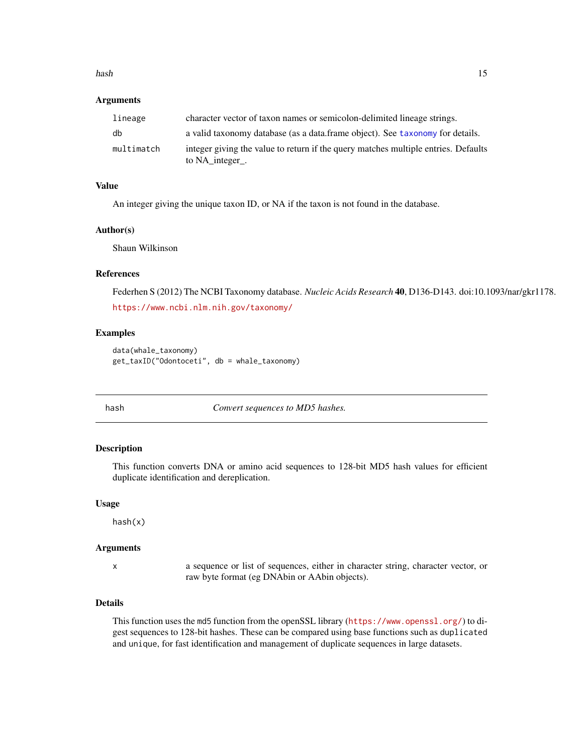### Arguments

| | |
|---|---|
| lineage | character vector of taxon names or semicolon-delimited lineage strings. |
| db | a valid taxonomy database (as a data.frame object). See taxonomy for details. |
| multimatch | integer giving the value to return if the query matches multiple entries. Defaults to NA_integer_. |

### Value

An integer giving the unique taxon ID, or NA if the taxon is not found in the database.

### Author(s)

Shaun Wilkinson

### References

Federhen S (2012) The NCBI Taxonomy database. *Nucleic Acids Research* **40**, D136-D143. doi:10.1093/nar/gkr1178.

https://www.ncbi.nlm.nih.gov/taxonomy/

### Examples

```
data(whale_taxonomy)
get_taxID("Odontoceti", db = whale_taxonomy)
```

---

## hash — *Convert sequences to MD5 hashes.*

---

### Description

This function converts DNA or amino acid sequences to 128-bit MD5 hash values for efficient duplicate identification and dereplication.

### Usage

```
hash(x)
```

### Arguments

| | |
|---|---|
| x | a sequence or list of sequences, either in character string, character vector, or raw byte format (eg DNAbin or AAbin objects). |

### Details

This function uses the md5 function from the openSSL library (https://www.openssl.org/) to digest sequences to 128-bit hashes. These can be compared using base functions such as duplicated and unique, for fast identification and management of duplicate sequences in large datasets.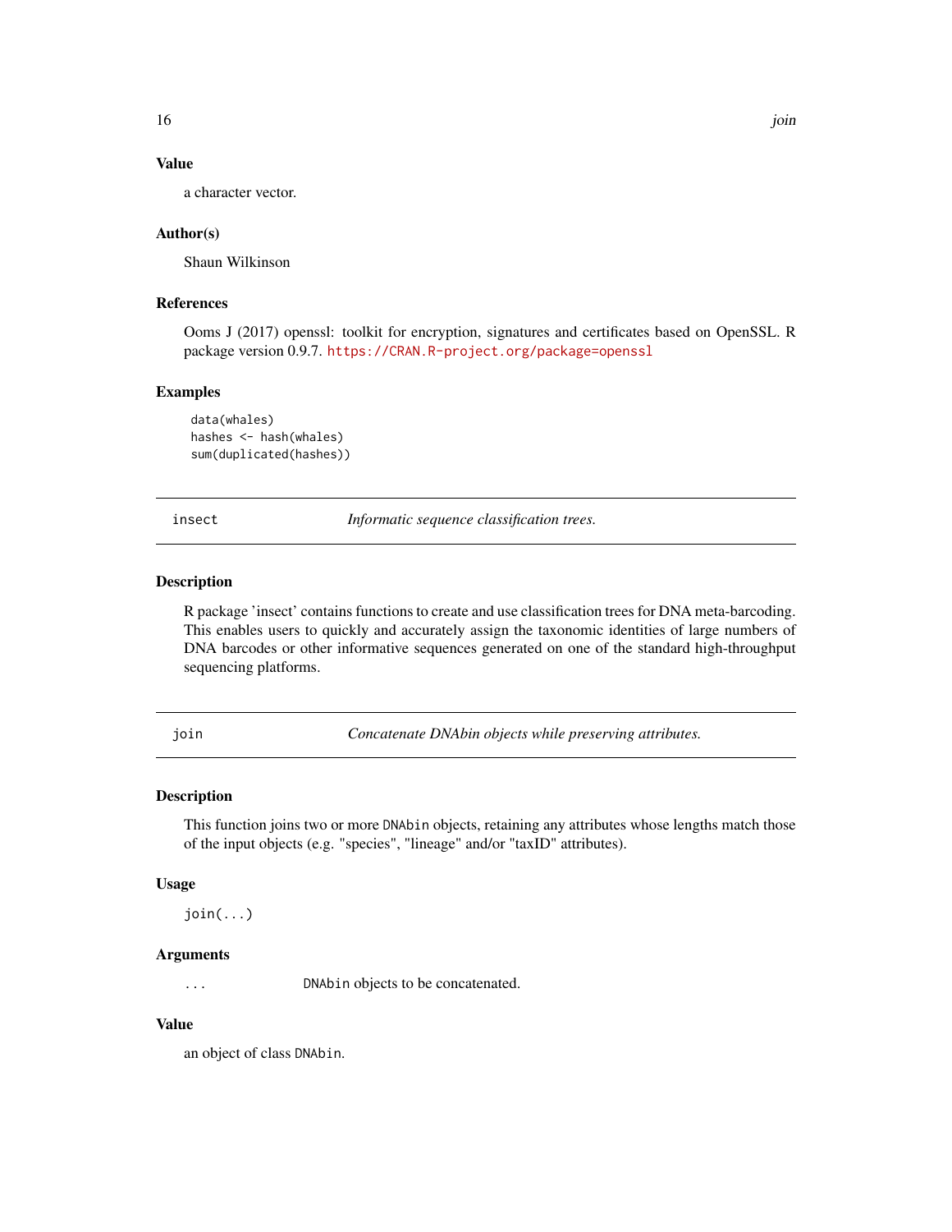### Value

a character vector.

### Author(s)

Shaun Wilkinson

### References

Ooms J (2017) openssl: toolkit for encryption, signatures and certificates based on OpenSSL. R package version 0.9.7. https://CRAN.R-project.org/package=openssl

### Examples

```
data(whales)
hashes <- hash(whales)
sum(duplicated(hashes))
```

---

## insect — *Informatic sequence classification trees.*

### Description

R package 'insect' contains functions to create and use classification trees for DNA meta-barcoding. This enables users to quickly and accurately assign the taxonomic identities of large numbers of DNA barcodes or other informative sequences generated on one of the standard high-throughput sequencing platforms.

---

## join — *Concatenate DNAbin objects while preserving attributes.*

### Description

This function joins two or more `DNAbin` objects, retaining any attributes whose lengths match those of the input objects (e.g. "species", "lineage" and/or "taxID" attributes).

### Usage

```
join(...)
```

### Arguments

| | |
|---|---|
| ... | `DNAbin` objects to be concatenated. |

### Value

an object of class `DNAbin`.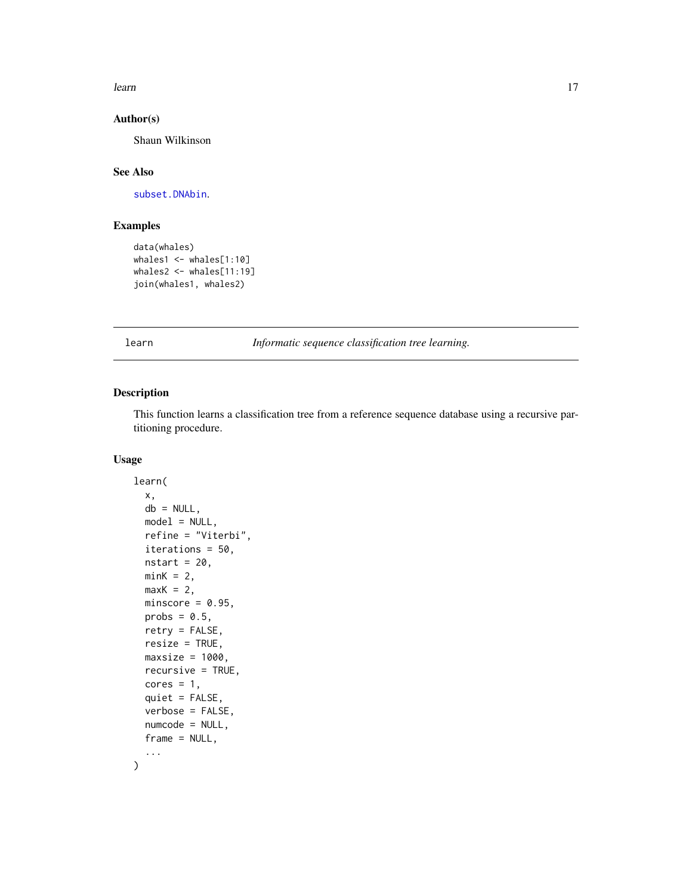## Author(s)

Shaun Wilkinson

## See Also

subset.DNAbin.

## Examples

```
data(whales)
whales1 <- whales[1:10]
whales2 <- whales[11:19]
join(whales1, whales2)
```

---

learn *Informatic sequence classification tree learning.*

---

## Description

This function learns a classification tree from a reference sequence database using a recursive partitioning procedure.

## Usage

```
learn(
  x,
  db = NULL,
  model = NULL,
  refine = "Viterbi",
  iterations = 50,
  nstart = 20,
  minK = 2,
  maxK = 2,
  minscore = 0.95,
  probs = 0.5,
  retry = FALSE,
  resize = TRUE,
  maxsize = 1000,
  recursive = TRUE,
  cores = 1,
  quiet = FALSE,
  verbose = FALSE,
  numcode = NULL,
  frame = NULL,
  ...
)
```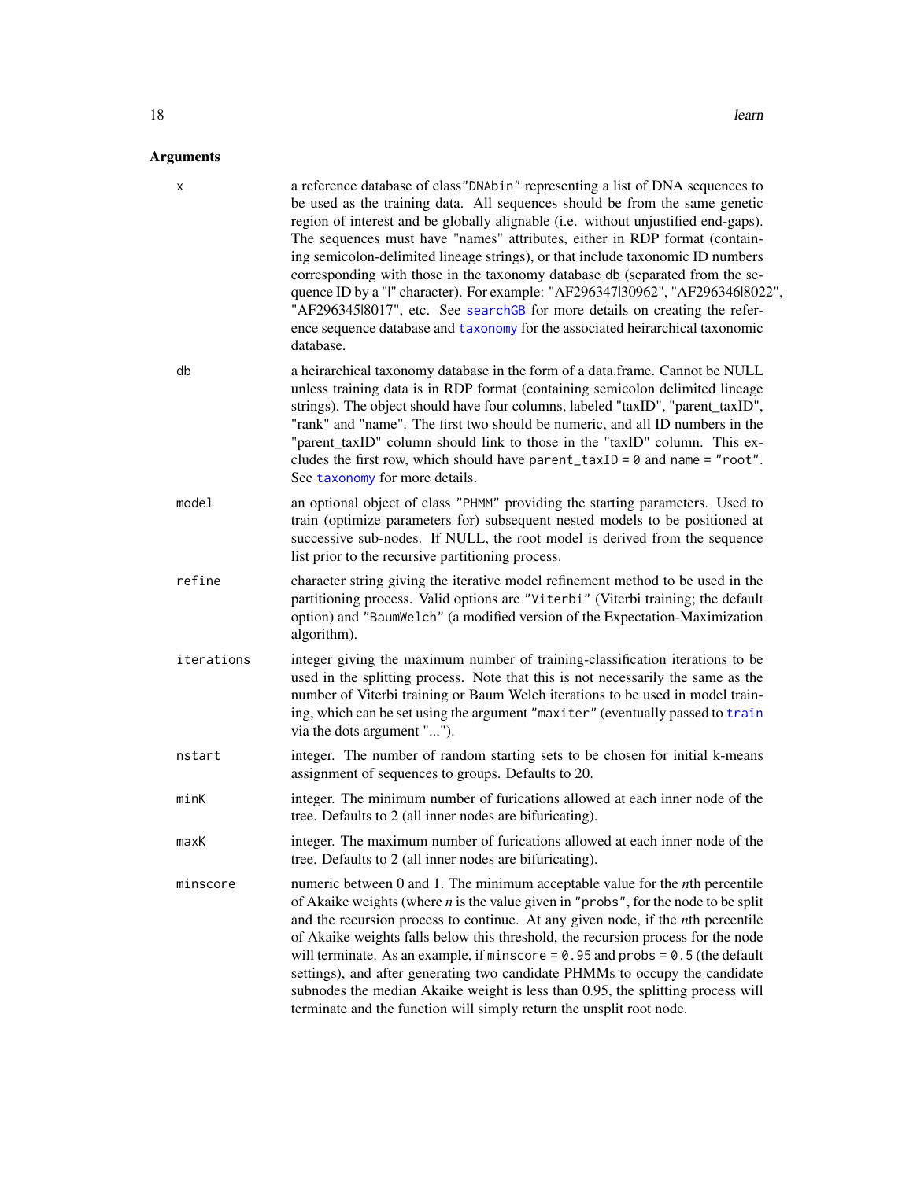## Arguments

**x** a reference database of class "DNAbin" representing a list of DNA sequences to be used as the training data. All sequences should be from the same genetic region of interest and be globally alignable (i.e. without unjustified end-gaps). The sequences must have "names" attributes, either in RDP format (containing semicolon-delimited lineage strings), or that include taxonomic ID numbers corresponding with those in the taxonomy database db (separated from the sequence ID by a "|" character). For example: "AF296347|30962", "AF296346|8022", "AF296345|8017", etc. See searchGB for more details on creating the reference sequence database and taxonomy for the associated heirarchical taxonomic database.

**db** a heirarchical taxonomy database in the form of a data.frame. Cannot be NULL unless training data is in RDP format (containing semicolon delimited lineage strings). The object should have four columns, labeled "taxID", "parent_taxID", "rank" and "name". The first two should be numeric, and all ID numbers in the "parent_taxID" column should link to those in the "taxID" column. This excludes the first row, which should have `parent_taxID = 0` and `name = "root"`. See taxonomy for more details.

**model** an optional object of class "PHMM" providing the starting parameters. Used to train (optimize parameters for) subsequent nested models to be positioned at successive sub-nodes. If NULL, the root model is derived from the sequence list prior to the recursive partitioning process.

**refine** character string giving the iterative model refinement method to be used in the partitioning process. Valid options are "Viterbi" (Viterbi training; the default option) and "BaumWelch" (a modified version of the Expectation-Maximization algorithm).

**iterations** integer giving the maximum number of training-classification iterations to be used in the splitting process. Note that this is not necessarily the same as the number of Viterbi training or Baum Welch iterations to be used in model training, which can be set using the argument "maxiter" (eventually passed to train via the dots argument "...").

**nstart** integer. The number of random starting sets to be chosen for initial k-means assignment of sequences to groups. Defaults to 20.

**minK** integer. The minimum number of furications allowed at each inner node of the tree. Defaults to 2 (all inner nodes are bifurcating).

**maxK** integer. The maximum number of furications allowed at each inner node of the tree. Defaults to 2 (all inner nodes are bifurcating).

**minscore** numeric between 0 and 1. The minimum acceptable value for the *n*th percentile of Akaike weights (where *n* is the value given in "probs", for the node to be split and the recursion process to continue. At any given node, if the *n*th percentile of Akaike weights falls below this threshold, the recursion process for the node will terminate. As an example, if `minscore = 0.95` and `probs = 0.5` (the default settings), and after generating two candidate PHMMs to occupy the candidate subnodes the median Akaike weight is less than 0.95, the splitting process will terminate and the function will simply return the unsplit root node.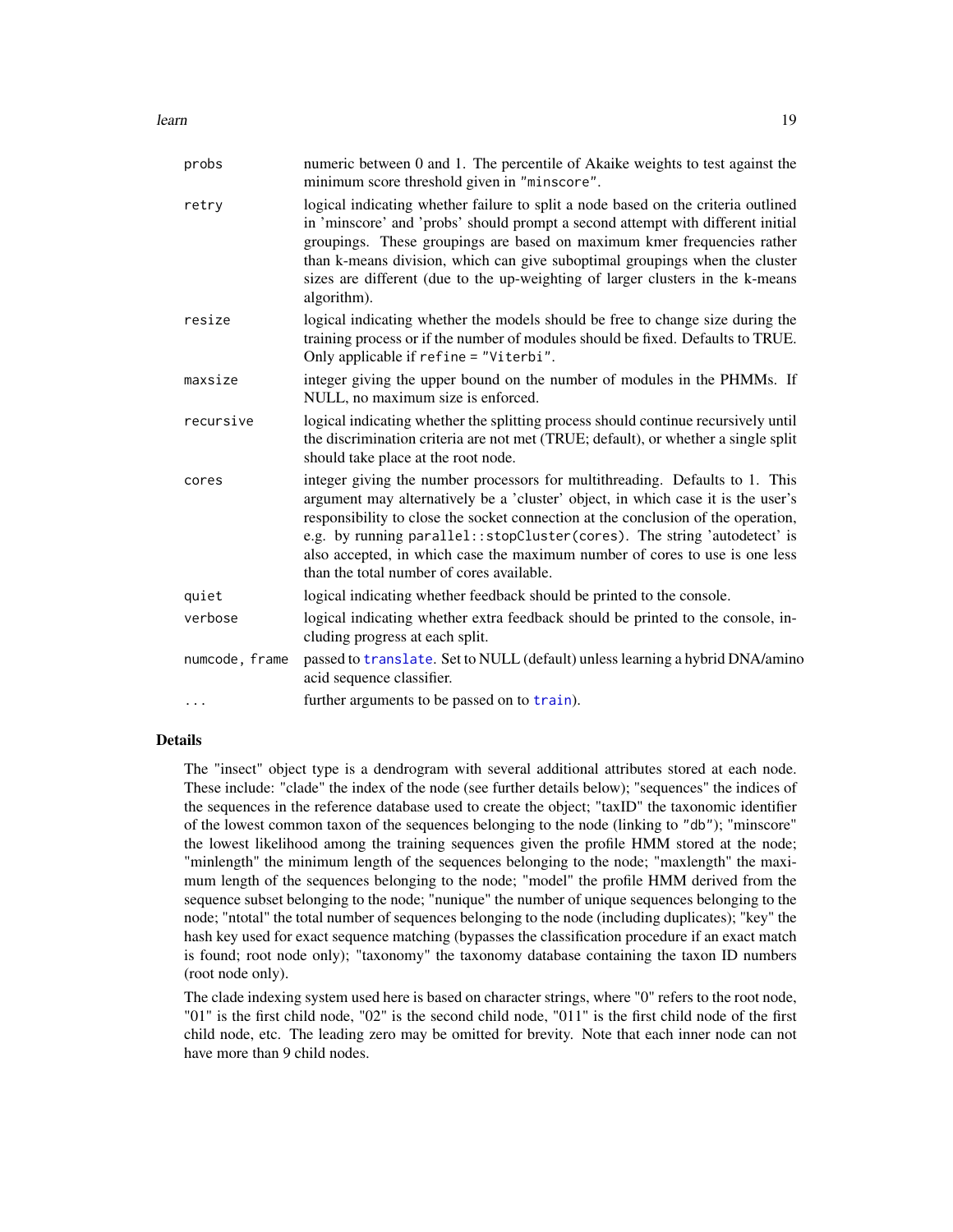| | |
|---|---|
| `probs` | numeric between 0 and 1. The percentile of Akaike weights to test against the minimum score threshold given in `"minscore"`. |
| `retry` | logical indicating whether failure to split a node based on the criteria outlined in 'minscore' and 'probs' should prompt a second attempt with different initial groupings. These groupings are based on maximum kmer frequencies rather than k-means division, which can give suboptimal groupings when the cluster sizes are different (due to the up-weighting of larger clusters in the k-means algorithm). |
| `resize` | logical indicating whether the models should be free to change size during the training process or if the number of modules should be fixed. Defaults to TRUE. Only applicable if `refine = "Viterbi"`. |
| `maxsize` | integer giving the upper bound on the number of modules in the PHMMs. If NULL, no maximum size is enforced. |
| `recursive` | logical indicating whether the splitting process should continue recursively until the discrimination criteria are not met (TRUE; default), or whether a single split should take place at the root node. |
| `cores` | integer giving the number processors for multithreading. Defaults to 1. This argument may alternatively be a 'cluster' object, in which case it is the user's responsibility to close the socket connection at the conclusion of the operation, e.g. by running `parallel::stopCluster(cores)`. The string 'autodetect' is also accepted, in which case the maximum number of cores to use is one less than the total number of cores available. |
| `quiet` | logical indicating whether feedback should be printed to the console. |
| `verbose` | logical indicating whether extra feedback should be printed to the console, including progress at each split. |
| `numcode, frame` | passed to `translate`. Set to NULL (default) unless learning a hybrid DNA/amino acid sequence classifier. |
| `...` | further arguments to be passed on to `train`). |

## Details

The "insect" object type is a dendrogram with several additional attributes stored at each node. These include: "clade" the index of the node (see further details below); "sequences" the indices of the sequences in the reference database used to create the object; "taxID" the taxonomic identifier of the lowest common taxon of the sequences belonging to the node (linking to `"db"`); "minscore" the lowest likelihood among the training sequences given the profile HMM stored at the node; "minlength" the minimum length of the sequences belonging to the node; "maxlength" the maximum length of the sequences belonging to the node; "model" the profile HMM derived from the sequence subset belonging to the node; "nunique" the number of unique sequences belonging to the node; "ntotal" the total number of sequences belonging to the node (including duplicates); "key" the hash key used for exact sequence matching (bypasses the classification procedure if an exact match is found; root node only); "taxonomy" the taxonomy database containing the taxon ID numbers (root node only).

The clade indexing system used here is based on character strings, where "0" refers to the root node, "01" is the first child node, "02" is the second child node, "011" is the first child node of the first child node, etc. The leading zero may be omitted for brevity. Note that each inner node can not have more than 9 child nodes.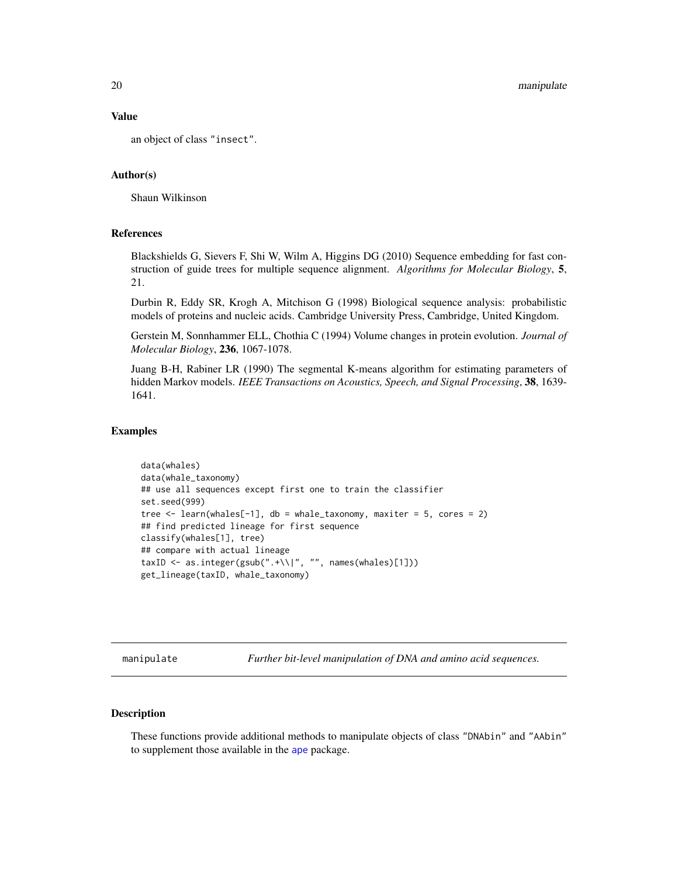### Value

an object of class "insect".

### Author(s)

Shaun Wilkinson

### References

Blackshields G, Sievers F, Shi W, Wilm A, Higgins DG (2010) Sequence embedding for fast construction of guide trees for multiple sequence alignment. *Algorithms for Molecular Biology*, **5**, 21.

Durbin R, Eddy SR, Krogh A, Mitchison G (1998) Biological sequence analysis: probabilistic models of proteins and nucleic acids. Cambridge University Press, Cambridge, United Kingdom.

Gerstein M, Sonnhammer ELL, Chothia C (1994) Volume changes in protein evolution. *Journal of Molecular Biology*, **236**, 1067-1078.

Juang B-H, Rabiner LR (1990) The segmental K-means algorithm for estimating parameters of hidden Markov models. *IEEE Transactions on Acoustics, Speech, and Signal Processing*, **38**, 1639-1641.

### Examples

```
data(whales)
data(whale_taxonomy)
## use all sequences except first one to train the classifier
set.seed(999)
tree <- learn(whales[-1], db = whale_taxonomy, maxiter = 5, cores = 2)
## find predicted lineage for first sequence
classify(whales[1], tree)
## compare with actual lineage
taxID <- as.integer(gsub(".+\\|", "", names(whales)[1]))
get_lineage(taxID, whale_taxonomy)
```

---

## manipulate — *Further bit-level manipulation of DNA and amino acid sequences.*

### Description

These functions provide additional methods to manipulate objects of class "DNAbin" and "AAbin" to supplement those available in the ape package.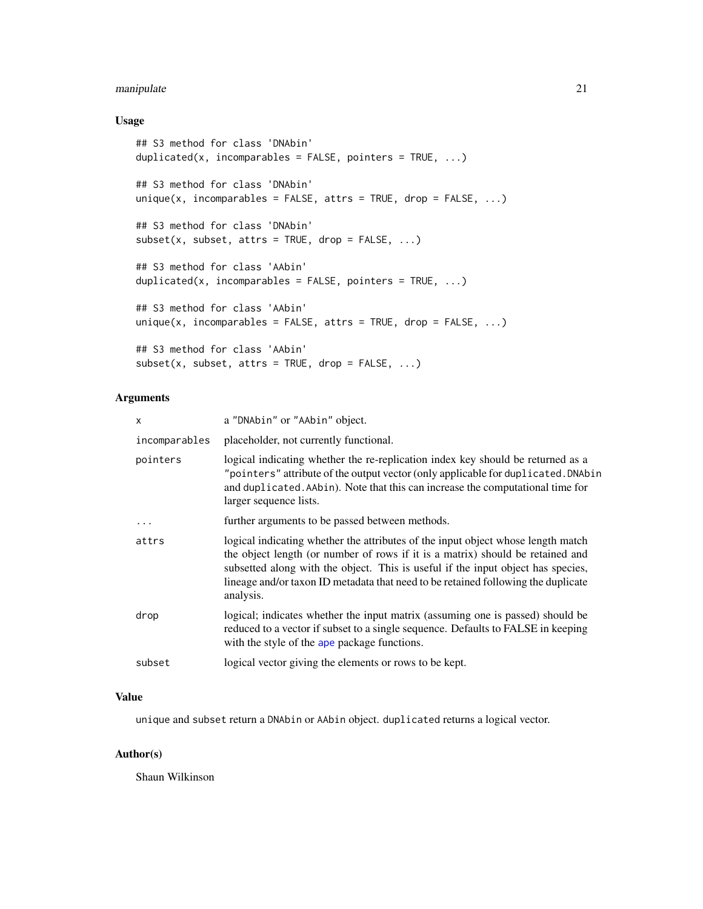## Usage

```
## S3 method for class 'DNAbin'
duplicated(x, incomparables = FALSE, pointers = TRUE, ...)

## S3 method for class 'DNAbin'
unique(x, incomparables = FALSE, attrs = TRUE, drop = FALSE, ...)

## S3 method for class 'DNAbin'
subset(x, subset, attrs = TRUE, drop = FALSE, ...)

## S3 method for class 'AAbin'
duplicated(x, incomparables = FALSE, pointers = TRUE, ...)

## S3 method for class 'AAbin'
unique(x, incomparables = FALSE, attrs = TRUE, drop = FALSE, ...)

## S3 method for class 'AAbin'
subset(x, subset, attrs = TRUE, drop = FALSE, ...)
```

## Arguments

| | |
|---|---|
| `x` | a "DNAbin" or "AAbin" object. |
| `incomparables` | placeholder, not currently functional. |
| `pointers` | logical indicating whether the re-replication index key should be returned as a "pointers" attribute of the output vector (only applicable for `duplicated.DNAbin` and `duplicated.AAbin`). Note that this can increase the computational time for larger sequence lists. |
| `...` | further arguments to be passed between methods. |
| `attrs` | logical indicating whether the attributes of the input object whose length match the object length (or number of rows if it is a matrix) should be retained and subsetted along with the object. This is useful if the input object has species, lineage and/or taxon ID metadata that need to be retained following the duplicate analysis. |
| `drop` | logical; indicates whether the input matrix (assuming one is passed) should be reduced to a vector if subset to a single sequence. Defaults to FALSE in keeping with the style of the ape package functions. |
| `subset` | logical vector giving the elements or rows to be kept. |

## Value

`unique` and `subset` return a `DNAbin` or `AAbin` object. `duplicated` returns a logical vector.

## Author(s)

Shaun Wilkinson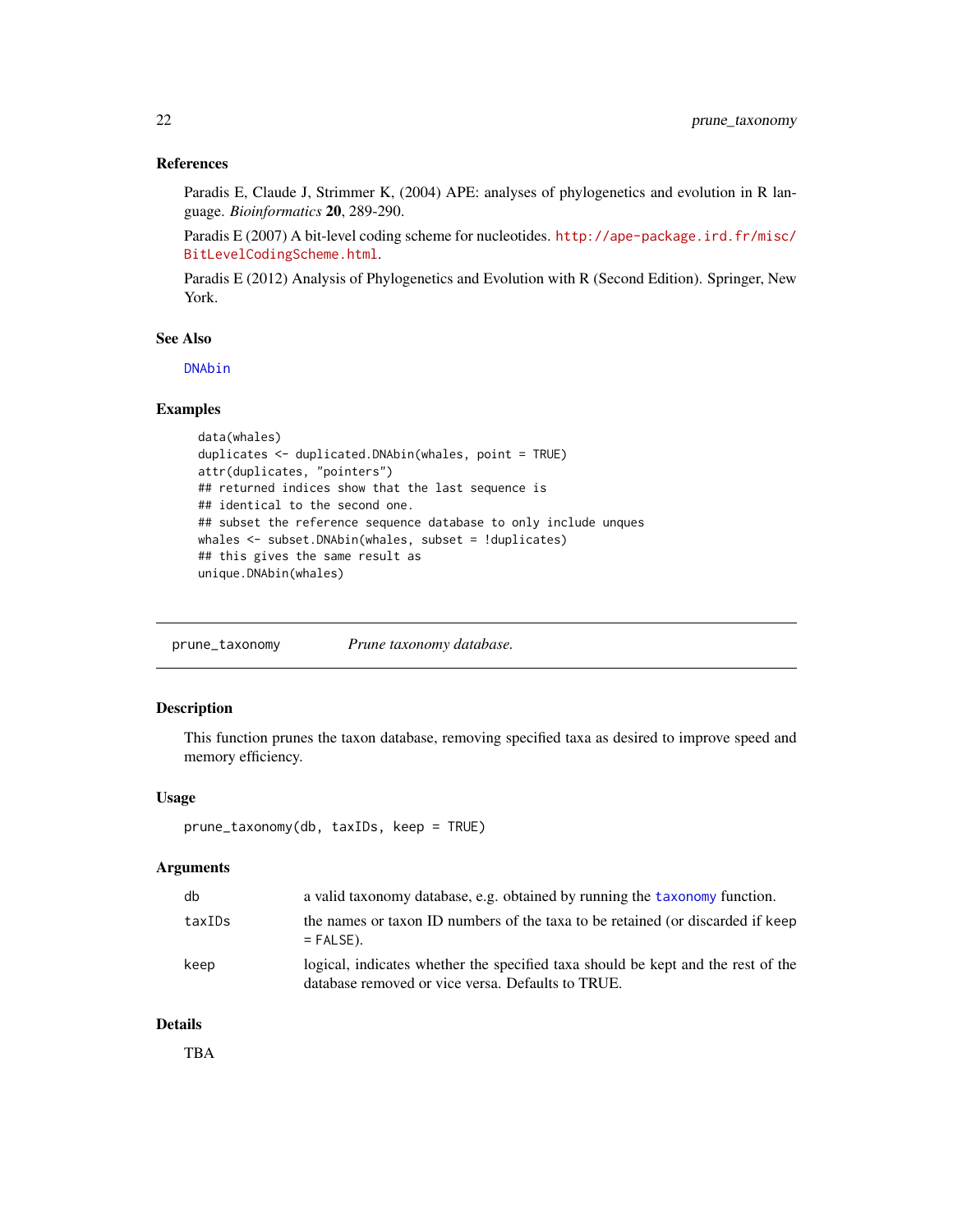### References

Paradis E, Claude J, Strimmer K, (2004) APE: analyses of phylogenetics and evolution in R language. *Bioinformatics* **20**, 289-290.

Paradis E (2007) A bit-level coding scheme for nucleotides. http://ape-package.ird.fr/misc/BitLevelCodingScheme.html.

Paradis E (2012) Analysis of Phylogenetics and Evolution with R (Second Edition). Springer, New York.

### See Also

DNAbin

### Examples

```
data(whales)
duplicates <- duplicated.DNAbin(whales, point = TRUE)
attr(duplicates, "pointers")
## returned indices show that the last sequence is
## identical to the second one.
## subset the reference sequence database to only include unques
whales <- subset.DNAbin(whales, subset = !duplicates)
## this gives the same result as
unique.DNAbin(whales)
```

---

## prune_taxonomy — *Prune taxonomy database.*

### Description

This function prunes the taxon database, removing specified taxa as desired to improve speed and memory efficiency.

### Usage

```
prune_taxonomy(db, taxIDs, keep = TRUE)
```

### Arguments

| | |
|---|---|
| db | a valid taxonomy database, e.g. obtained by running the `taxonomy` function. |
| taxIDs | the names or taxon ID numbers of the taxa to be retained (or discarded if `keep = FALSE`). |
| keep | logical, indicates whether the specified taxa should be kept and the rest of the database removed or vice versa. Defaults to TRUE. |

### Details

TBA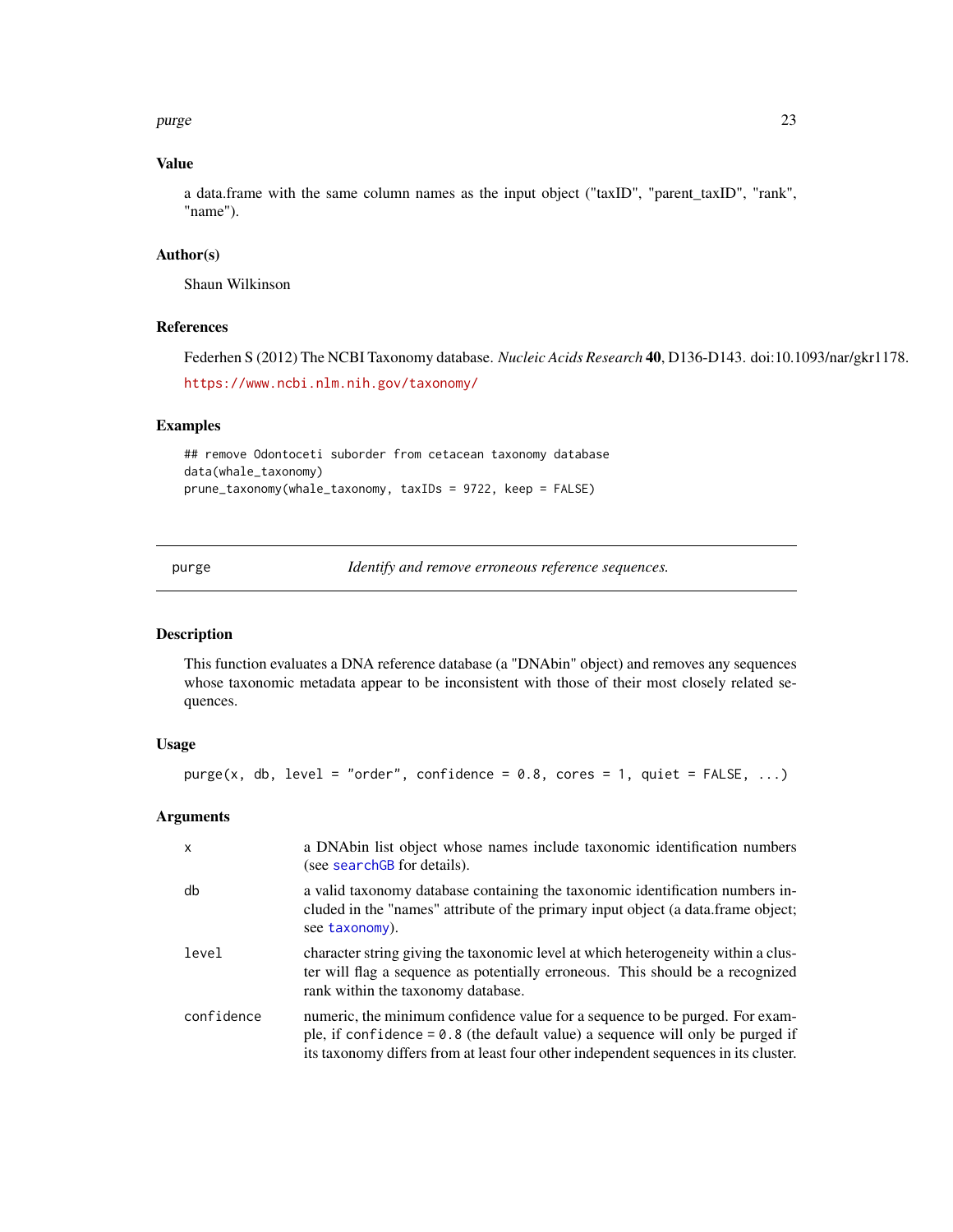### Value

a data.frame with the same column names as the input object ("taxID", "parent_taxID", "rank", "name").

### Author(s)

Shaun Wilkinson

### References

Federhen S (2012) The NCBI Taxonomy database. *Nucleic Acids Research* **40**, D136-D143. doi:10.1093/nar/gkr1178.

https://www.ncbi.nlm.nih.gov/taxonomy/

### Examples

```
## remove Odontoceti suborder from cetacean taxonomy database
data(whale_taxonomy)
prune_taxonomy(whale_taxonomy, taxIDs = 9722, keep = FALSE)
```

---

## purge *Identify and remove erroneous reference sequences.*

### Description

This function evaluates a DNA reference database (a "DNAbin" object) and removes any sequences whose taxonomic metadata appear to be inconsistent with those of their most closely related sequences.

### Usage

```
purge(x, db, level = "order", confidence = 0.8, cores = 1, quiet = FALSE, ...)
```

### Arguments

| | |
|---|---|
| `x` | a DNAbin list object whose names include taxonomic identification numbers (see `searchGB` for details). |
| `db` | a valid taxonomy database containing the taxonomic identification numbers included in the "names" attribute of the primary input object (a data.frame object; see `taxonomy`). |
| `level` | character string giving the taxonomic level at which heterogeneity within a cluster will flag a sequence as potentially erroneous. This should be a recognized rank within the taxonomy database. |
| `confidence` | numeric, the minimum confidence value for a sequence to be purged. For example, if `confidence = 0.8` (the default value) a sequence will only be purged if its taxonomy differs from at least four other independent sequences in its cluster. |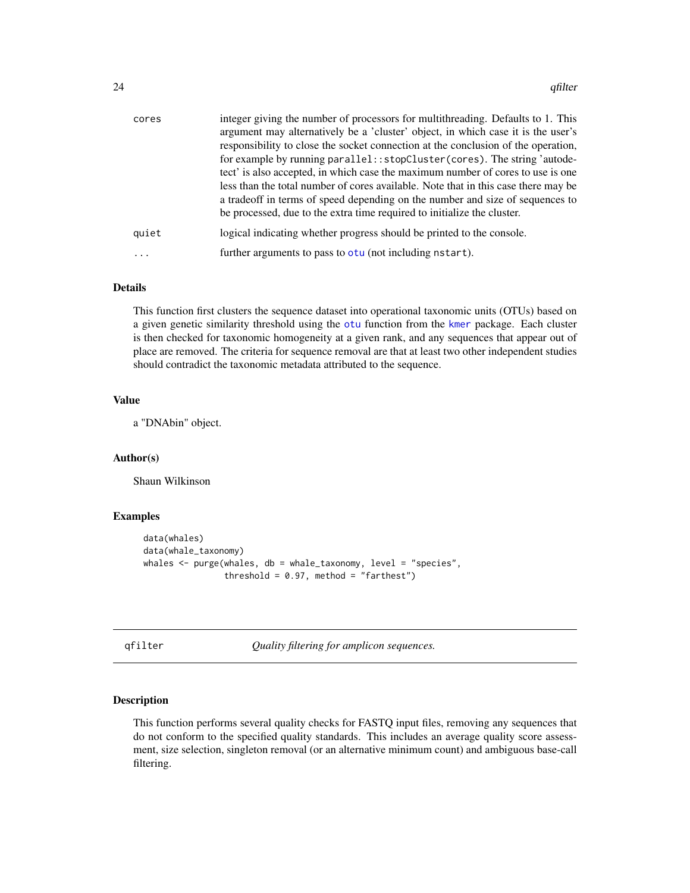| | |
|---|---|
| cores | integer giving the number of processors for multithreading. Defaults to 1. This argument may alternatively be a 'cluster' object, in which case it is the user's responsibility to close the socket connection at the conclusion of the operation, for example by running `parallel::stopCluster(cores)`. The string 'autodetect' is also accepted, in which case the maximum number of cores to use is one less than the total number of cores available. Note that in this case there may be a tradeoff in terms of speed depending on the number and size of sequences to be processed, due to the extra time required to initialize the cluster. |
| quiet | logical indicating whether progress should be printed to the console. |
| ... | further arguments to pass to `otu` (not including `nstart`). |

### Details

This function first clusters the sequence dataset into operational taxonomic units (OTUs) based on a given genetic similarity threshold using the `otu` function from the `kmer` package. Each cluster is then checked for taxonomic homogeneity at a given rank, and any sequences that appear out of place are removed. The criteria for sequence removal are that at least two other independent studies should contradict the taxonomic metadata attributed to the sequence.

### Value

a "DNAbin" object.

### Author(s)

Shaun Wilkinson

### Examples

```
data(whales)
data(whale_taxonomy)
whales <- purge(whales, db = whale_taxonomy, level = "species",
                threshold = 0.97, method = "farthest")
```

---

## qfilter — *Quality filtering for amplicon sequences.*

---

### Description

This function performs several quality checks for FASTQ input files, removing any sequences that do not conform to the specified quality standards. This includes an average quality score assessment, size selection, singleton removal (or an alternative minimum count) and ambiguous base-call filtering.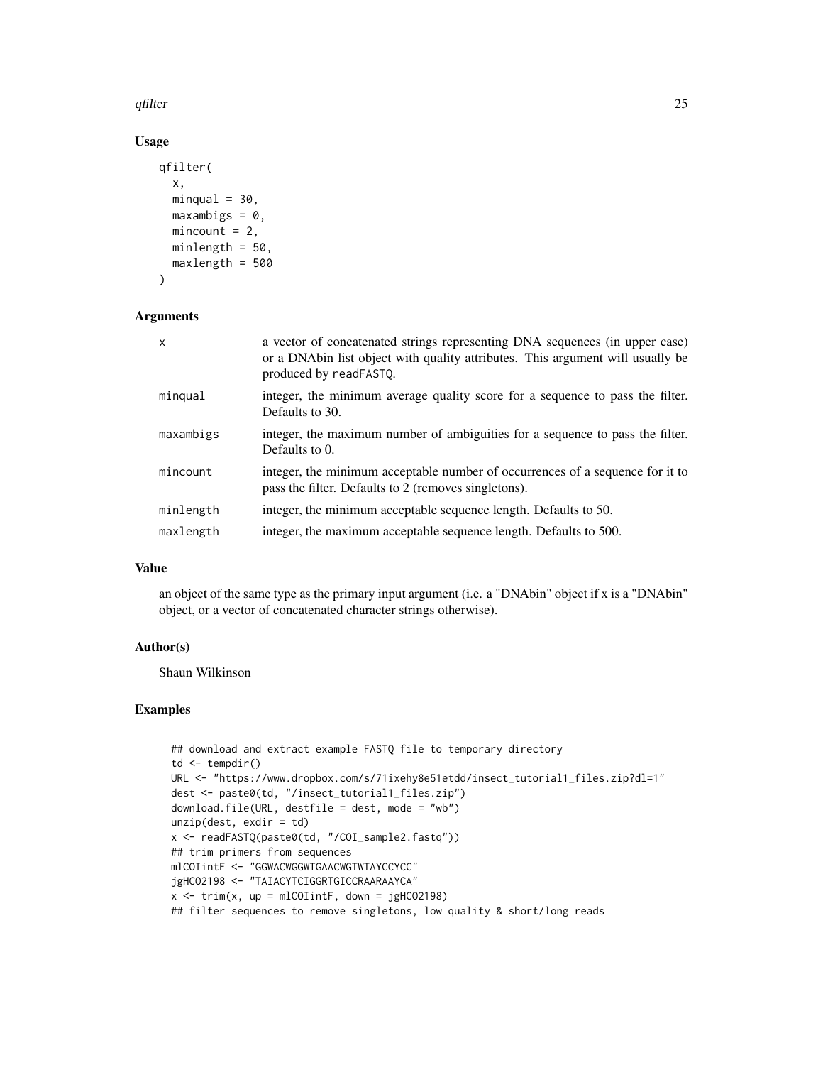## Usage

```
qfilter(
  x,
  minqual = 30,
  maxambigs = 0,
  mincount = 2,
  minlength = 50,
  maxlength = 500
)
```

## Arguments

| | |
|---|---|
| x | a vector of concatenated strings representing DNA sequences (in upper case) or a DNAbin list object with quality attributes. This argument will usually be produced by readFASTQ. |
| minqual | integer, the minimum average quality score for a sequence to pass the filter. Defaults to 30. |
| maxambigs | integer, the maximum number of ambiguities for a sequence to pass the filter. Defaults to 0. |
| mincount | integer, the minimum acceptable number of occurrences of a sequence for it to pass the filter. Defaults to 2 (removes singletons). |
| minlength | integer, the minimum acceptable sequence length. Defaults to 50. |
| maxlength | integer, the maximum acceptable sequence length. Defaults to 500. |

## Value

an object of the same type as the primary input argument (i.e. a "DNAbin" object if x is a "DNAbin" object, or a vector of concatenated character strings otherwise).

## Author(s)

Shaun Wilkinson

## Examples

```
## download and extract example FASTQ file to temporary directory
td <- tempdir()
URL <- "https://www.dropbox.com/s/71ixehy8e51etdd/insect_tutorial1_files.zip?dl=1"
dest <- paste0(td, "/insect_tutorial1_files.zip")
download.file(URL, destfile = dest, mode = "wb")
unzip(dest, exdir = td)
x <- readFASTQ(paste0(td, "/COI_sample2.fastq"))
## trim primers from sequences
mlCOIintF <- "GGWACWGGWTGAACWGTWTAYCCYCC"
jgHCO2198 <- "TAIACYTCIGGRTGICCRAARAAYCA"
x <- trim(x, up = mlCOIintF, down = jgHCO2198)
## filter sequences to remove singletons, low quality & short/long reads
```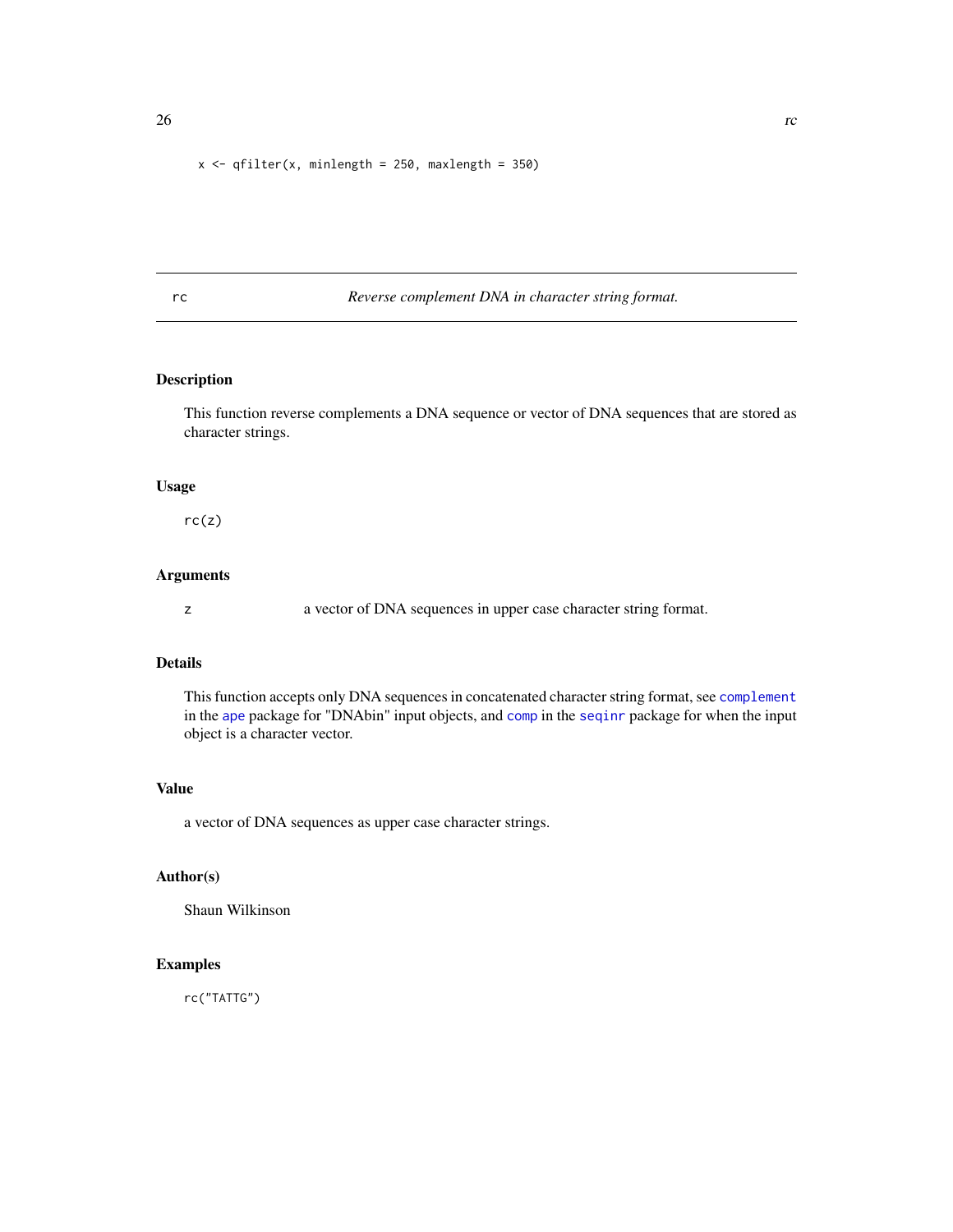```
x <- qfilter(x, minlength = 250, maxlength = 350)
```

---

## rc — *Reverse complement DNA in character string format.*

### Description

This function reverse complements a DNA sequence or vector of DNA sequences that are stored as character strings.

### Usage

```
rc(z)
```

### Arguments

| | |
|---|---|
| z | a vector of DNA sequences in upper case character string format. |

### Details

This function accepts only DNA sequences in concatenated character string format, see `complement` in the `ape` package for "DNAbin" input objects, and `comp` in the `seqinr` package for when the input object is a character vector.

### Value

a vector of DNA sequences as upper case character strings.

### Author(s)

Shaun Wilkinson

### Examples

```
rc("TATTG")
```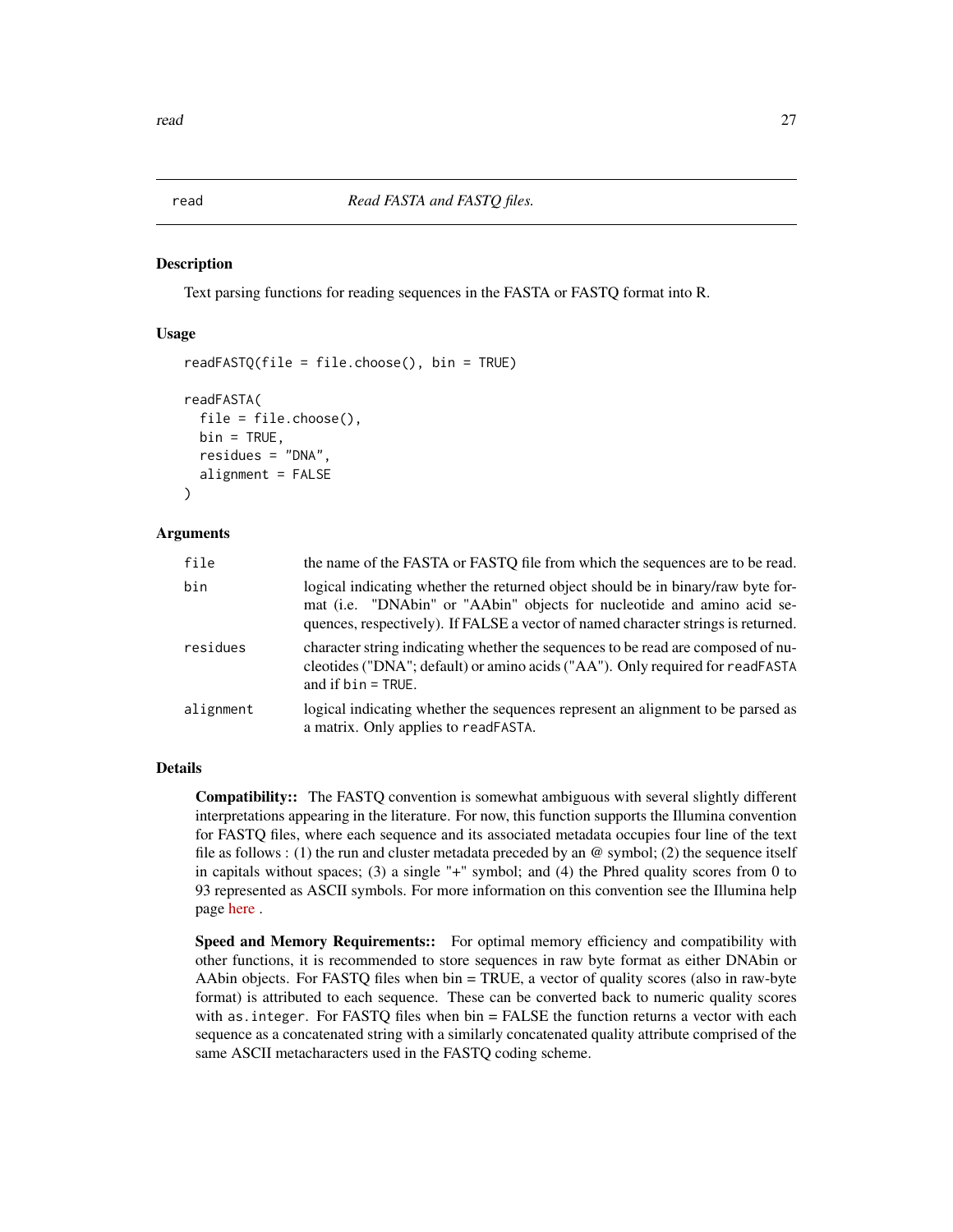## read — *Read FASTA and FASTQ files.*

### Description

Text parsing functions for reading sequences in the FASTA or FASTQ format into R.

### Usage

```
readFASTQ(file = file.choose(), bin = TRUE)

readFASTA(
  file = file.choose(),
  bin = TRUE,
  residues = "DNA",
  alignment = FALSE
)
```

### Arguments

| | |
|---|---|
| `file` | the name of the FASTA or FASTQ file from which the sequences are to be read. |
| `bin` | logical indicating whether the returned object should be in binary/raw byte format (i.e. "DNAbin" or "AAbin" objects for nucleotide and amino acid sequences, respectively). If FALSE a vector of named character strings is returned. |
| `residues` | character string indicating whether the sequences to be read are composed of nucleotides ("DNA"; default) or amino acids ("AA"). Only required for `readFASTA` and if `bin = TRUE`. |
| `alignment` | logical indicating whether the sequences represent an alignment to be parsed as a matrix. Only applies to `readFASTA`. |

### Details

**Compatibility::** The FASTQ convention is somewhat ambiguous with several slightly different interpretations appearing in the literature. For now, this function supports the Illumina convention for FASTQ files, where each sequence and its associated metadata occupies four line of the text file as follows : (1) the run and cluster metadata preceded by an @ symbol; (2) the sequence itself in capitals without spaces; (3) a single "+" symbol; and (4) the Phred quality scores from 0 to 93 represented as ASCII symbols. For more information on this convention see the Illumina help page here .

**Speed and Memory Requirements::** For optimal memory efficiency and compatibility with other functions, it is recommended to store sequences in raw byte format as either DNAbin or AAbin objects. For FASTQ files when bin = TRUE, a vector of quality scores (also in raw-byte format) is attributed to each sequence. These can be converted back to numeric quality scores with `as.integer`. For FASTQ files when bin = FALSE the function returns a vector with each sequence as a concatenated string with a similarly concatenated quality attribute comprised of the same ASCII metacharacters used in the FASTQ coding scheme.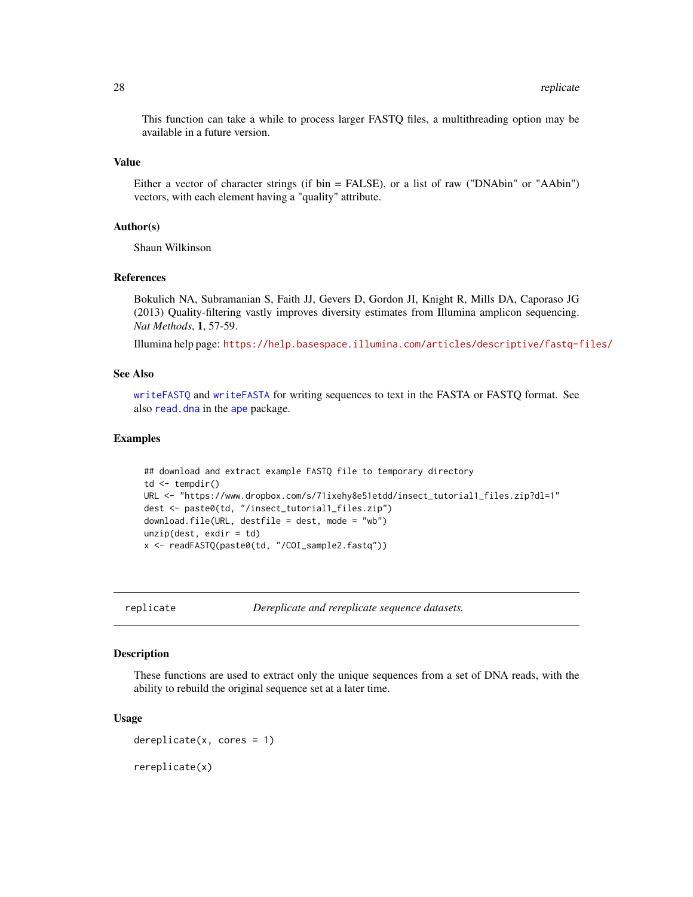This function can take a while to process larger FASTQ files, a multithreading option may be available in a future version.

### Value

Either a vector of character strings (if bin = FALSE), or a list of raw ("DNAbin" or "AAbin") vectors, with each element having a "quality" attribute.

### Author(s)

Shaun Wilkinson

### References

Bokulich NA, Subramanian S, Faith JJ, Gevers D, Gordon JI, Knight R, Mills DA, Caporaso JG (2013) Quality-filtering vastly improves diversity estimates from Illumina amplicon sequencing. *Nat Methods*, **1**, 57-59.

Illumina help page: https://help.basespace.illumina.com/articles/descriptive/fastq-files/

### See Also

`writeFASTQ` and `writeFASTA` for writing sequences to text in the FASTA or FASTQ format. See also `read.dna` in the `ape` package.

### Examples

```
## download and extract example FASTQ file to temporary directory
td <- tempdir()
URL <- "https://www.dropbox.com/s/71ixehy8e51etdd/insect_tutorial1_files.zip?dl=1"
dest <- paste0(td, "/insect_tutorial1_files.zip")
download.file(URL, destfile = dest, mode = "wb")
unzip(dest, exdir = td)
x <- readFASTQ(paste0(td, "/COI_sample2.fastq"))
```

---

## replicate — *Dereplicate and rereplicate sequence datasets.*

### Description

These functions are used to extract only the unique sequences from a set of DNA reads, with the ability to rebuild the original sequence set at a later time.

### Usage

```
dereplicate(x, cores = 1)

rereplicate(x)
```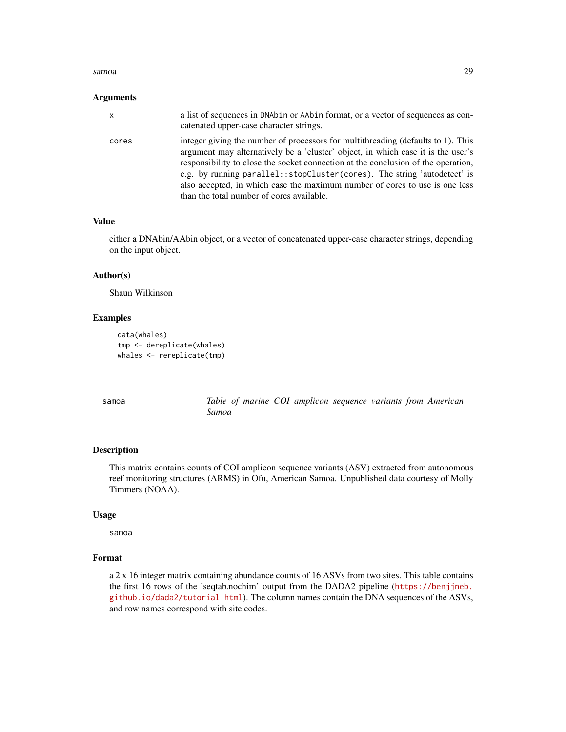## Arguments

- **x** — a list of sequences in `DNAbin` or `AAbin` format, or a vector of sequences as concatenated upper-case character strings.
- **cores** — integer giving the number of processors for multithreading (defaults to 1). This argument may alternatively be a 'cluster' object, in which case it is the user's responsibility to close the socket connection at the conclusion of the operation, e.g. by running `parallel::stopCluster(cores)`. The string 'autodetect' is also accepted, in which case the maximum number of cores to use is one less than the total number of cores available.

## Value

either a DNAbin/AAbin object, or a vector of concatenated upper-case character strings, depending on the input object.

## Author(s)

Shaun Wilkinson

## Examples

```
data(whales)
tmp <- dereplicate(whales)
whales <- rereplicate(tmp)
```

---

# samoa — *Table of marine COI amplicon sequence variants from American Samoa*

---

## Description

This matrix contains counts of COI amplicon sequence variants (ASV) extracted from autonomous reef monitoring structures (ARMS) in Ofu, American Samoa. Unpublished data courtesy of Molly Timmers (NOAA).

## Usage

```
samoa
```

## Format

a 2 x 16 integer matrix containing abundance counts of 16 ASVs from two sites. This table contains the first 16 rows of the 'seqtab.nochim' output from the DADA2 pipeline (https://benjjneb.github.io/dada2/tutorial.html). The column names contain the DNA sequences of the ASVs, and row names correspond with site codes.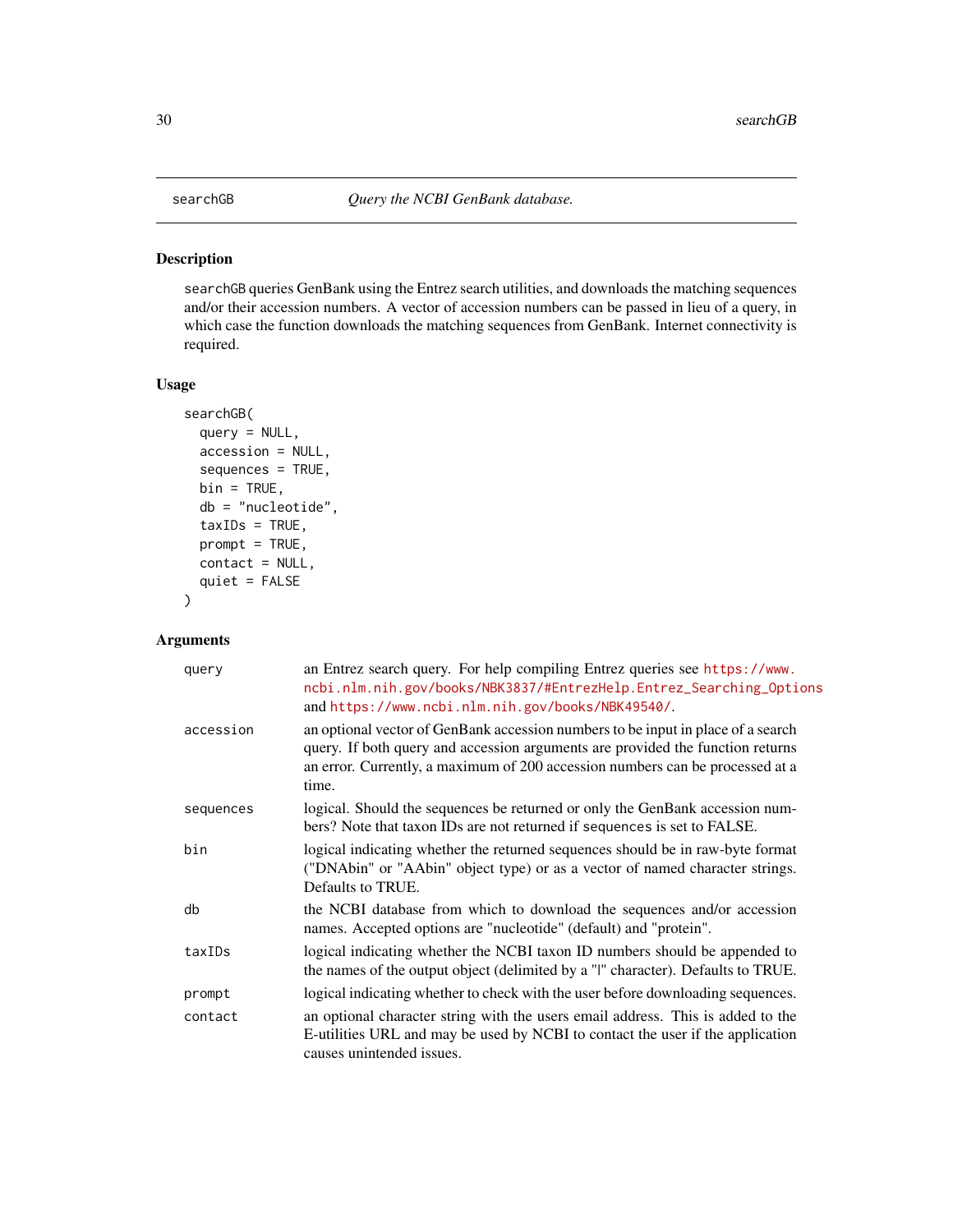searchGB — *Query the NCBI GenBank database.*

## Description

`searchGB` queries GenBank using the Entrez search utilities, and downloads the matching sequences and/or their accession numbers. A vector of accession numbers can be passed in lieu of a query, in which case the function downloads the matching sequences from GenBank. Internet connectivity is required.

## Usage

```
searchGB(
  query = NULL,
  accession = NULL,
  sequences = TRUE,
  bin = TRUE,
  db = "nucleotide",
  taxIDs = TRUE,
  prompt = TRUE,
  contact = NULL,
  quiet = FALSE
)
```

## Arguments

| | |
|---|---|
| `query` | an Entrez search query. For help compiling Entrez queries see https://www.ncbi.nlm.nih.gov/books/NBK3837/#EntrezHelp.Entrez_Searching_Options and https://www.ncbi.nlm.nih.gov/books/NBK49540/. |
| `accession` | an optional vector of GenBank accession numbers to be input in place of a search query. If both query and accession arguments are provided the function returns an error. Currently, a maximum of 200 accession numbers can be processed at a time. |
| `sequences` | logical. Should the sequences be returned or only the GenBank accession numbers? Note that taxon IDs are not returned if `sequences` is set to FALSE. |
| `bin` | logical indicating whether the returned sequences should be in raw-byte format ("DNAbin" or "AAbin" object type) or as a vector of named character strings. Defaults to TRUE. |
| `db` | the NCBI database from which to download the sequences and/or accession names. Accepted options are "nucleotide" (default) and "protein". |
| `taxIDs` | logical indicating whether the NCBI taxon ID numbers should be appended to the names of the output object (delimited by a "\|" character). Defaults to TRUE. |
| `prompt` | logical indicating whether to check with the user before downloading sequences. |
| `contact` | an optional character string with the users email address. This is added to the E-utilities URL and may be used by NCBI to contact the user if the application causes unintended issues. |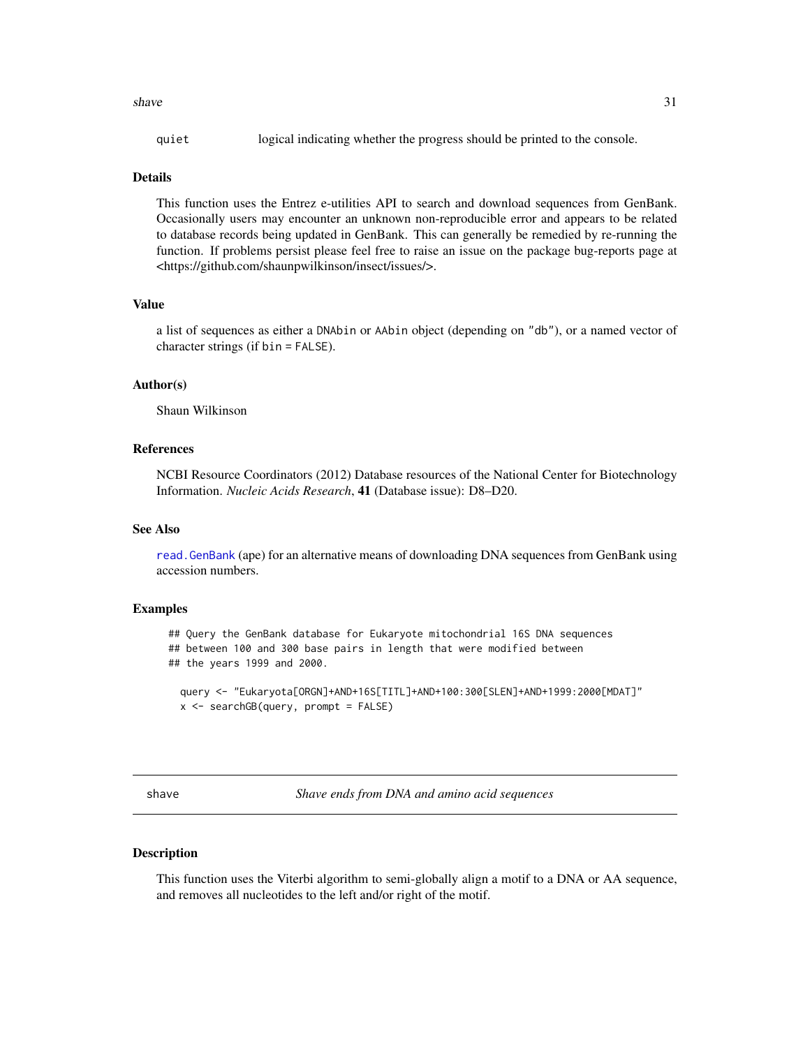quiet logical indicating whether the progress should be printed to the console.

### Details

This function uses the Entrez e-utilities API to search and download sequences from GenBank. Occasionally users may encounter an unknown non-reproducible error and appears to be related to database records being updated in GenBank. This can generally be remedied by re-running the function. If problems persist please feel free to raise an issue on the package bug-reports page at <https://github.com/shaunpwilkinson/insect/issues/>.

### Value

a list of sequences as either a DNAbin or AAbin object (depending on "db"), or a named vector of character strings (if bin = FALSE).

### Author(s)

Shaun Wilkinson

### References

NCBI Resource Coordinators (2012) Database resources of the National Center for Biotechnology Information. *Nucleic Acids Research*, **41** (Database issue): D8–D20.

### See Also

read.GenBank (ape) for an alternative means of downloading DNA sequences from GenBank using accession numbers.

### Examples

```
## Query the GenBank database for Eukaryote mitochondrial 16S DNA sequences
## between 100 and 300 base pairs in length that were modified between
## the years 1999 and 2000.

  query <- "Eukaryota[ORGN]+AND+16S[TITL]+AND+100:300[SLEN]+AND+1999:2000[MDAT]"
  x <- searchGB(query, prompt = FALSE)
```

---

## shave — *Shave ends from DNA and amino acid sequences*

### Description

This function uses the Viterbi algorithm to semi-globally align a motif to a DNA or AA sequence, and removes all nucleotides to the left and/or right of the motif.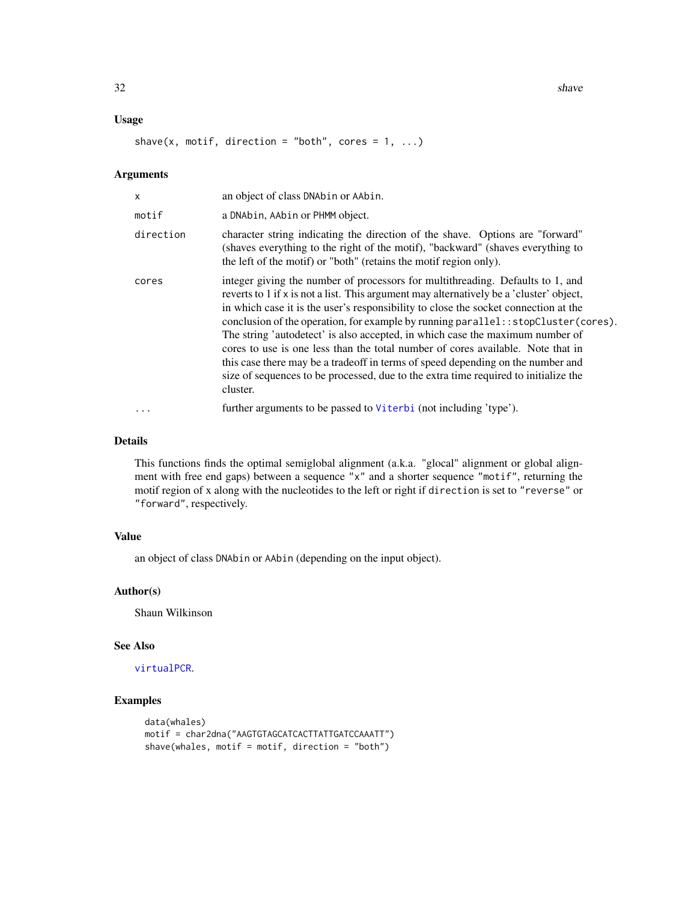### Usage

```
shave(x, motif, direction = "both", cores = 1, ...)
```

### Arguments

| | |
|---|---|
| x | an object of class DNAbin or AAbin. |
| motif | a DNAbin, AAbin or PHMM object. |
| direction | character string indicating the direction of the shave. Options are "forward" (shaves everything to the right of the motif), "backward" (shaves everything to the left of the motif) or "both" (retains the motif region only). |
| cores | integer giving the number of processors for multithreading. Defaults to 1, and reverts to 1 if x is not a list. This argument may alternatively be a 'cluster' object, in which case it is the user's responsibility to close the socket connection at the conclusion of the operation, for example by running parallel::stopCluster(cores). The string 'autodetect' is also accepted, in which case the maximum number of cores to use is one less than the total number of cores available. Note that in this case there may be a tradeoff in terms of speed depending on the number and size of sequences to be processed, due to the extra time required to initialize the cluster. |
| ... | further arguments to be passed to Viterbi (not including 'type'). |

### Details

This functions finds the optimal semiglobal alignment (a.k.a. "glocal" alignment or global alignment with free end gaps) between a sequence "x" and a shorter sequence "motif", returning the motif region of x along with the nucleotides to the left or right if direction is set to "reverse" or "forward", respectively.

### Value

an object of class DNAbin or AAbin (depending on the input object).

### Author(s)

Shaun Wilkinson

### See Also

virtualPCR.

### Examples

```
data(whales)
motif = char2dna("AAGTGTAGCATCACTTATTGATCCAAATT")
shave(whales, motif = motif, direction = "both")
```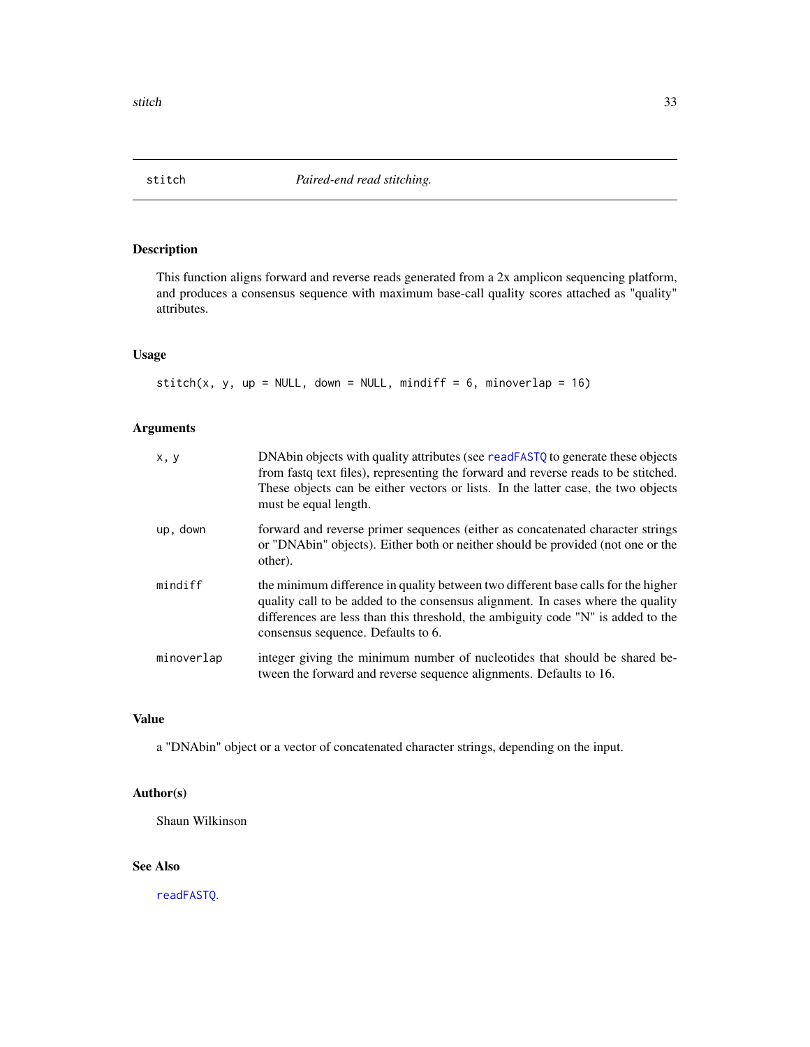# stitch — *Paired-end read stitching.*

## Description

This function aligns forward and reverse reads generated from a 2x amplicon sequencing platform, and produces a consensus sequence with maximum base-call quality scores attached as "quality" attributes.

## Usage

```
stitch(x, y, up = NULL, down = NULL, mindiff = 6, minoverlap = 16)
```

## Arguments

| | |
|---|---|
| x, y | DNAbin objects with quality attributes (see readFASTQ to generate these objects from fastq text files), representing the forward and reverse reads to be stitched. These objects can be either vectors or lists. In the latter case, the two objects must be equal length. |
| up, down | forward and reverse primer sequences (either as concatenated character strings or "DNAbin" objects). Either both or neither should be provided (not one or the other). |
| mindiff | the minimum difference in quality between two different base calls for the higher quality call to be added to the consensus alignment. In cases where the quality differences are less than this threshold, the ambiguity code "N" is added to the consensus sequence. Defaults to 6. |
| minoverlap | integer giving the minimum number of nucleotides that should be shared between the forward and reverse sequence alignments. Defaults to 16. |

## Value

a "DNAbin" object or a vector of concatenated character strings, depending on the input.

## Author(s)

Shaun Wilkinson

## See Also

readFASTQ.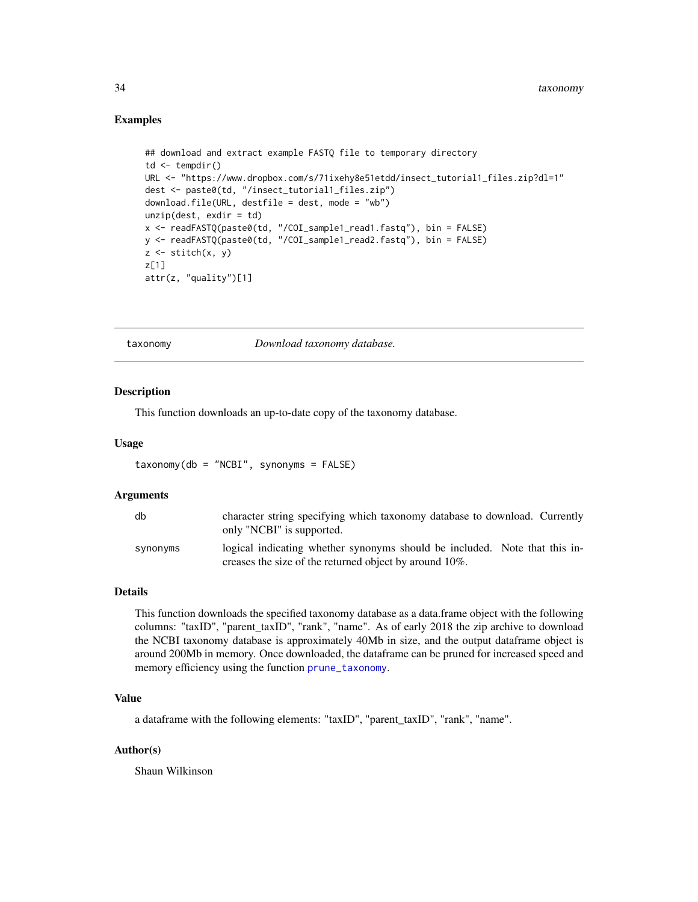## Examples

```
## download and extract example FASTQ file to temporary directory
td <- tempdir()
URL <- "https://www.dropbox.com/s/71ixehy8e51etdd/insect_tutorial1_files.zip?dl=1"
dest <- paste0(td, "/insect_tutorial1_files.zip")
download.file(URL, destfile = dest, mode = "wb")
unzip(dest, exdir = td)
x <- readFASTQ(paste0(td, "/COI_sample1_read1.fastq"), bin = FALSE)
y <- readFASTQ(paste0(td, "/COI_sample1_read2.fastq"), bin = FALSE)
z <- stitch(x, y)
z[1]
attr(z, "quality")[1]
```

---

# taxonomy — *Download taxonomy database.*

## Description

This function downloads an up-to-date copy of the taxonomy database.

## Usage

```
taxonomy(db = "NCBI", synonyms = FALSE)
```

## Arguments

| | |
|---|---|
| db | character string specifying which taxonomy database to download. Currently only "NCBI" is supported. |
| synonyms | logical indicating whether synonyms should be included. Note that this increases the size of the returned object by around 10%. |

## Details

This function downloads the specified taxonomy database as a data.frame object with the following columns: "taxID", "parent_taxID", "rank", "name". As of early 2018 the zip archive to download the NCBI taxonomy database is approximately 40Mb in size, and the output dataframe object is around 200Mb in memory. Once downloaded, the dataframe can be pruned for increased speed and memory efficiency using the function prune_taxonomy.

## Value

a dataframe with the following elements: "taxID", "parent_taxID", "rank", "name".

## Author(s)

Shaun Wilkinson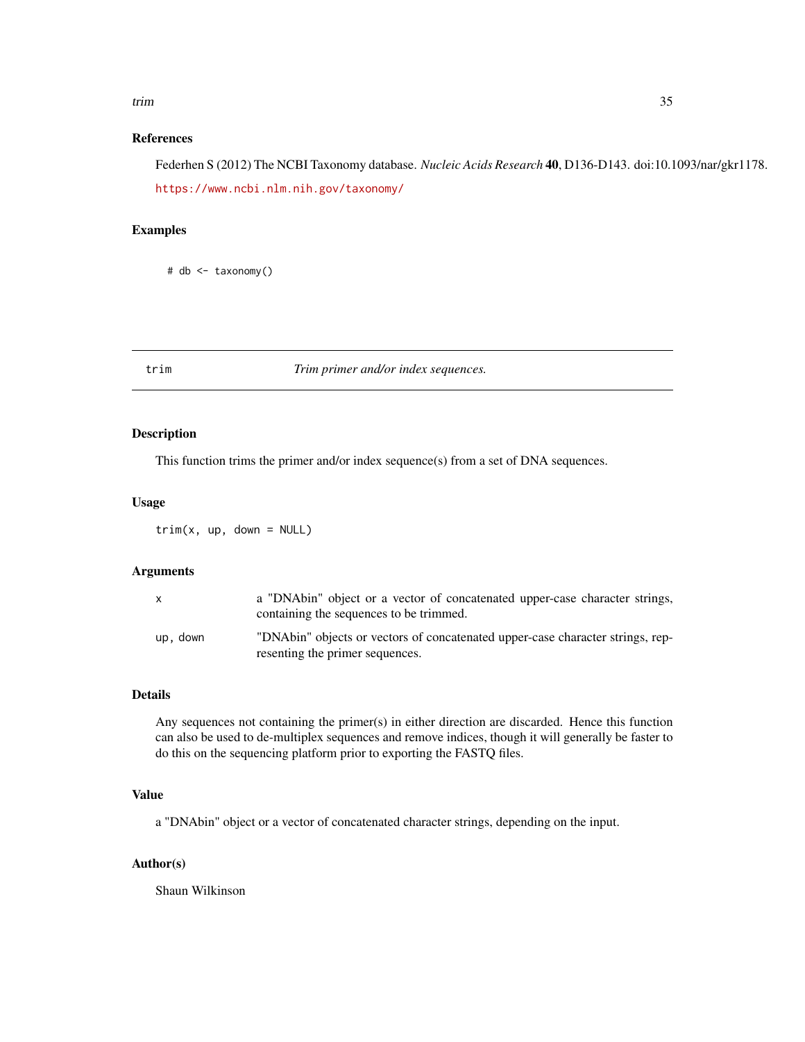### References

Federhen S (2012) The NCBI Taxonomy database. *Nucleic Acids Research* **40**, D136-D143. doi:10.1093/nar/gkr1178.

https://www.ncbi.nlm.nih.gov/taxonomy/

### Examples

```
# db <- taxonomy()
```

---

## trim — *Trim primer and/or index sequences.*

---

### Description

This function trims the primer and/or index sequence(s) from a set of DNA sequences.

### Usage

```
trim(x, up, down = NULL)
```

### Arguments

| | |
|---|---|
| `x` | a "DNAbin" object or a vector of concatenated upper-case character strings, containing the sequences to be trimmed. |
| `up, down` | "DNAbin" objects or vectors of concatenated upper-case character strings, representing the primer sequences. |

### Details

Any sequences not containing the primer(s) in either direction are discarded. Hence this function can also be used to de-multiplex sequences and remove indices, though it will generally be faster to do this on the sequencing platform prior to exporting the FASTQ files.

### Value

a "DNAbin" object or a vector of concatenated character strings, depending on the input.

### Author(s)

Shaun Wilkinson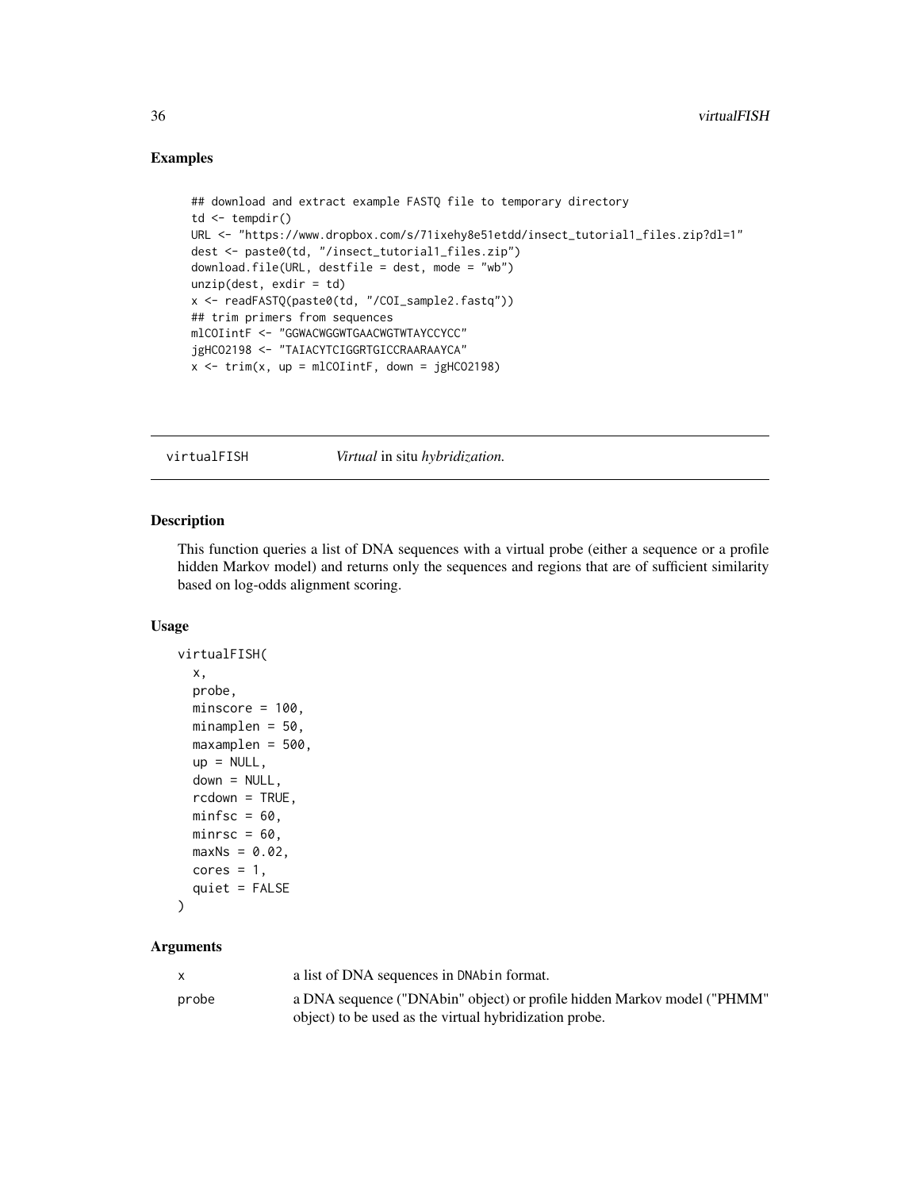## Examples

```
## download and extract example FASTQ file to temporary directory
td <- tempdir()
URL <- "https://www.dropbox.com/s/71ixehy8e51etdd/insect_tutorial1_files.zip?dl=1"
dest <- paste0(td, "/insect_tutorial1_files.zip")
download.file(URL, destfile = dest, mode = "wb")
unzip(dest, exdir = td)
x <- readFASTQ(paste0(td, "/COI_sample2.fastq"))
## trim primers from sequences
mlCOIintF <- "GGWACWGGWTGAACWGTWTAYCCYCC"
jgHCO2198 <- "TAIACYTCIGGRTGICCRAARAAYCA"
x <- trim(x, up = mlCOIintF, down = jgHCO2198)
```

---

# virtualFISH — *Virtual* in situ *hybridization.*

---

## Description

This function queries a list of DNA sequences with a virtual probe (either a sequence or a profile hidden Markov model) and returns only the sequences and regions that are of sufficient similarity based on log-odds alignment scoring.

## Usage

```
virtualFISH(
  x,
  probe,
  minscore = 100,
  minamplen = 50,
  maxamplen = 500,
  up = NULL,
  down = NULL,
  rcdown = TRUE,
  minfsc = 60,
  minrsc = 60,
  maxNs = 0.02,
  cores = 1,
  quiet = FALSE
)
```

## Arguments

| | |
|---|---|
| x | a list of DNA sequences in `DNAbin` format. |
| probe | a DNA sequence ("DNAbin" object) or profile hidden Markov model ("PHMM" object) to be used as the virtual hybridization probe. |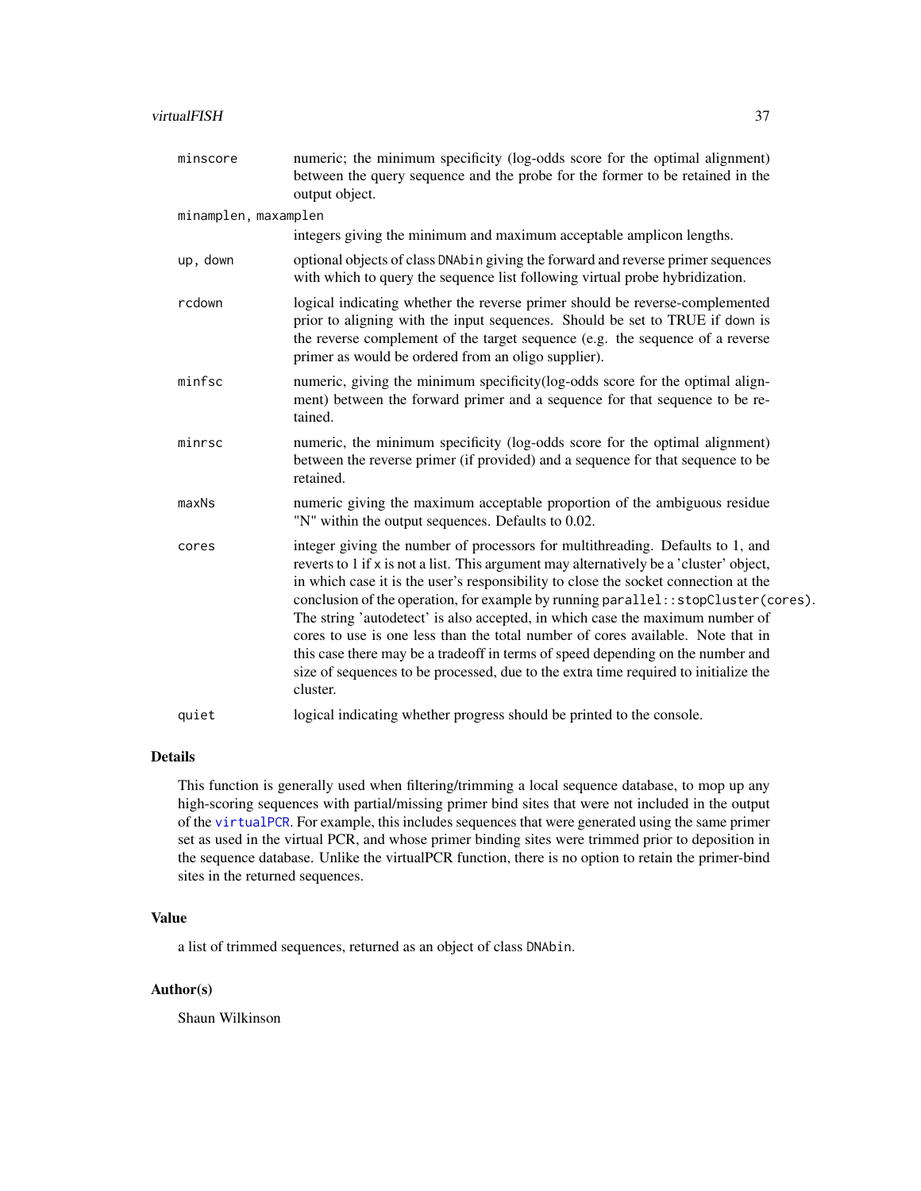| | |
|---|---|
| `minscore` | numeric; the minimum specificity (log-odds score for the optimal alignment) between the query sequence and the probe for the former to be retained in the output object. |
| `minamplen, maxamplen` | integers giving the minimum and maximum acceptable amplicon lengths. |
| `up, down` | optional objects of class `DNAbin` giving the forward and reverse primer sequences with which to query the sequence list following virtual probe hybridization. |
| `rcdown` | logical indicating whether the reverse primer should be reverse-complemented prior to aligning with the input sequences. Should be set to TRUE if `down` is the reverse complement of the target sequence (e.g. the sequence of a reverse primer as would be ordered from an oligo supplier). |
| `minfsc` | numeric, giving the minimum specificity(log-odds score for the optimal alignment) between the forward primer and a sequence for that sequence to be retained. |
| `minrsc` | numeric, the minimum specificity (log-odds score for the optimal alignment) between the reverse primer (if provided) and a sequence for that sequence to be retained. |
| `maxNs` | numeric giving the maximum acceptable proportion of the ambiguous residue "N" within the output sequences. Defaults to 0.02. |
| `cores` | integer giving the number of processors for multithreading. Defaults to 1, and reverts to 1 if `x` is not a list. This argument may alternatively be a 'cluster' object, in which case it is the user's responsibility to close the socket connection at the conclusion of the operation, for example by running `parallel::stopCluster(cores)`. The string 'autodetect' is also accepted, in which case the maximum number of cores to use is one less than the total number of cores available. Note that in this case there may be a tradeoff in terms of speed depending on the number and size of sequences to be processed, due to the extra time required to initialize the cluster. |
| `quiet` | logical indicating whether progress should be printed to the console. |

## Details

This function is generally used when filtering/trimming a local sequence database, to mop up any high-scoring sequences with partial/missing primer bind sites that were not included in the output of the `virtualPCR`. For example, this includes sequences that were generated using the same primer set as used in the virtual PCR, and whose primer binding sites were trimmed prior to deposition in the sequence database. Unlike the virtualPCR function, there is no option to retain the primer-bind sites in the returned sequences.

## Value

a list of trimmed sequences, returned as an object of class `DNAbin`.

## Author(s)

Shaun Wilkinson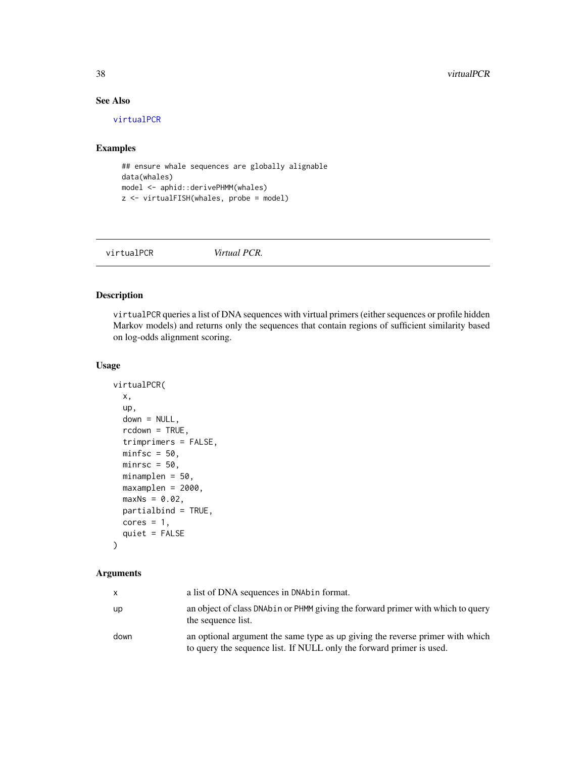## See Also

virtualPCR

## Examples

```
## ensure whale sequences are globally alignable
data(whales)
model <- aphid::derivePHMM(whales)
z <- virtualFISH(whales, probe = model)
```

---

virtualPCR *Virtual PCR.*

---

## Description

virtualPCR queries a list of DNA sequences with virtual primers (either sequences or profile hidden Markov models) and returns only the sequences that contain regions of sufficient similarity based on log-odds alignment scoring.

## Usage

```
virtualPCR(
  x,
  up,
  down = NULL,
  rcdown = TRUE,
  trimprimers = FALSE,
  minfsc = 50,
  minrsc = 50,
  minamplen = 50,
  maxamplen = 2000,
  maxNs = 0.02,
  partialbind = TRUE,
  cores = 1,
  quiet = FALSE
)
```

## Arguments

| | |
|---|---|
| x | a list of DNA sequences in DNAbin format. |
| up | an object of class DNAbin or PHMM giving the forward primer with which to query the sequence list. |
| down | an optional argument the same type as up giving the reverse primer with which to query the sequence list. If NULL only the forward primer is used. |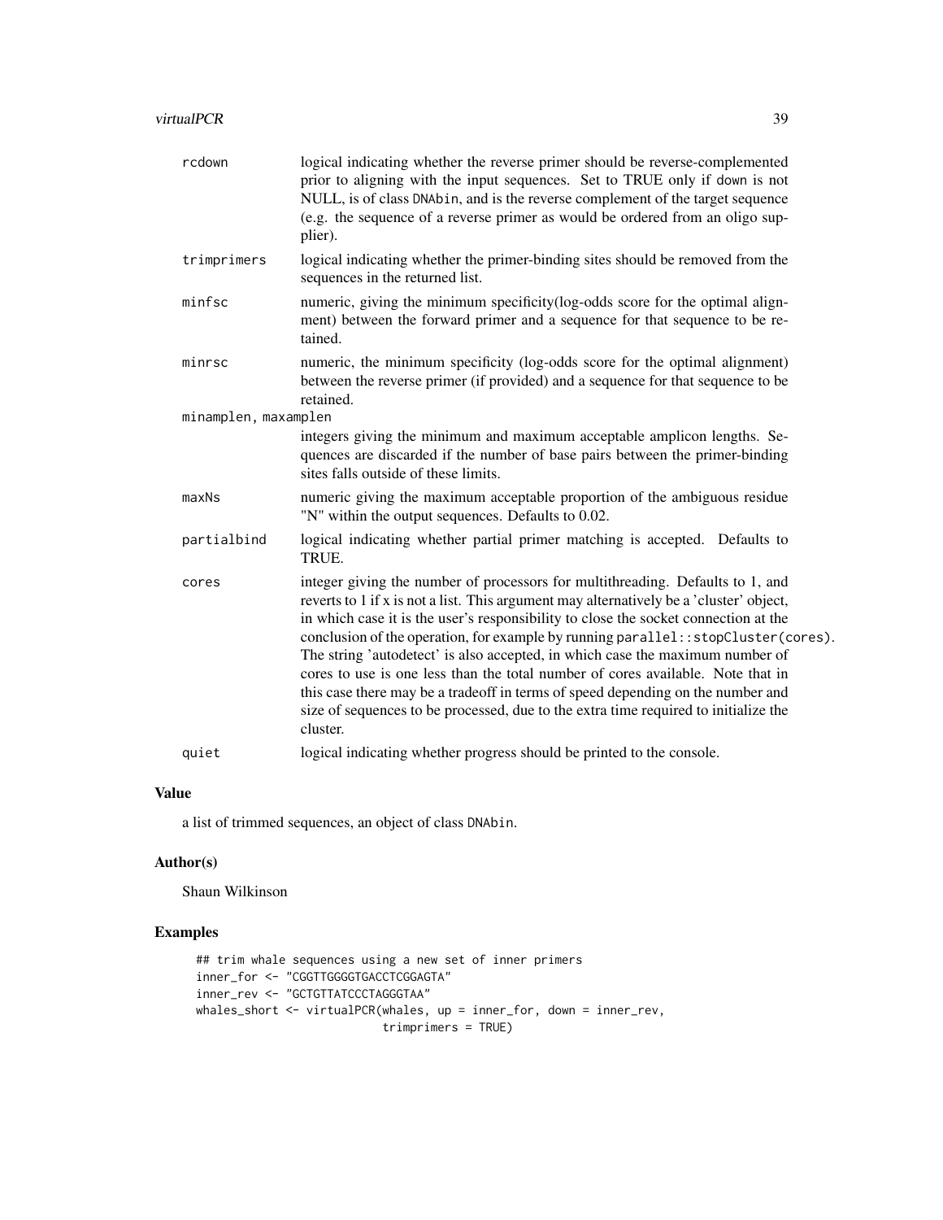| | |
|---|---|
| `rcdown` | logical indicating whether the reverse primer should be reverse-complemented prior to aligning with the input sequences. Set to TRUE only if `down` is not NULL, is of class `DNAbin`, and is the reverse complement of the target sequence (e.g. the sequence of a reverse primer as would be ordered from an oligo supplier). |
| `trimprimers` | logical indicating whether the primer-binding sites should be removed from the sequences in the returned list. |
| `minfsc` | numeric, giving the minimum specificity(log-odds score for the optimal alignment) between the forward primer and a sequence for that sequence to be retained. |
| `minrsc` | numeric, the minimum specificity (log-odds score for the optimal alignment) between the reverse primer (if provided) and a sequence for that sequence to be retained. |
| `minamplen, maxamplen` | integers giving the minimum and maximum acceptable amplicon lengths. Sequences are discarded if the number of base pairs between the primer-binding sites falls outside of these limits. |
| `maxNs` | numeric giving the maximum acceptable proportion of the ambiguous residue "N" within the output sequences. Defaults to 0.02. |
| `partialbind` | logical indicating whether partial primer matching is accepted. Defaults to TRUE. |
| `cores` | integer giving the number of processors for multithreading. Defaults to 1, and reverts to 1 if x is not a list. This argument may alternatively be a 'cluster' object, in which case it is the user's responsibility to close the socket connection at the conclusion of the operation, for example by running `parallel::stopCluster(cores)`. The string 'autodetect' is also accepted, in which case the maximum number of cores to use is one less than the total number of cores available. Note that in this case there may be a tradeoff in terms of speed depending on the number and size of sequences to be processed, due to the extra time required to initialize the cluster. |
| `quiet` | logical indicating whether progress should be printed to the console. |

## Value

a list of trimmed sequences, an object of class `DNAbin`.

## Author(s)

Shaun Wilkinson

## Examples

```
## trim whale sequences using a new set of inner primers
inner_for <- "CGGTTGGGGTGACCTCGGAGTA"
inner_rev <- "GCTGTTATCCCTAGGGTAA"
whales_short <- virtualPCR(whales, up = inner_for, down = inner_rev,
                           trimprimers = TRUE)
```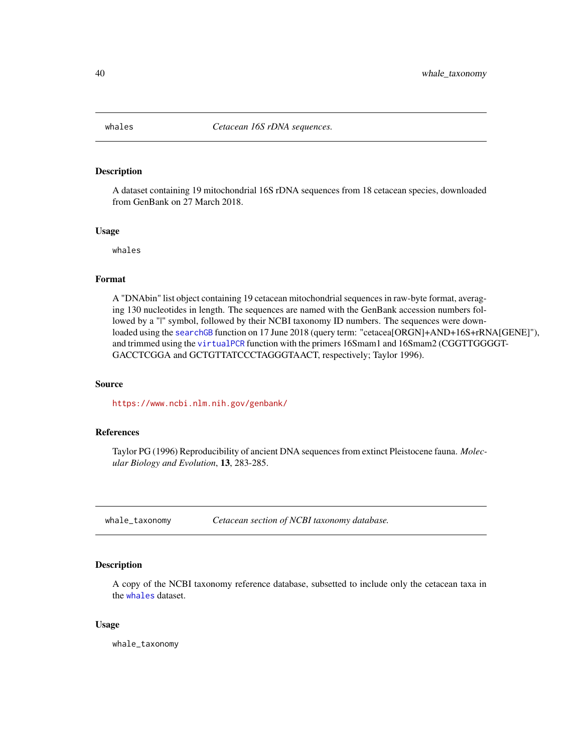## whales — *Cetacean 16S rDNA sequences.*

### Description

A dataset containing 19 mitochondrial 16S rDNA sequences from 18 cetacean species, downloaded from GenBank on 27 March 2018.

### Usage

```
whales
```

### Format

A "DNAbin" list object containing 19 cetacean mitochondrial sequences in raw-byte format, averaging 130 nucleotides in length. The sequences are named with the GenBank accession numbers followed by a "|" symbol, followed by their NCBI taxonomy ID numbers. The sequences were downloaded using the `searchGB` function on 17 June 2018 (query term: "cetacea[ORGN]+AND+16S+rRNA[GENE]"), and trimmed using the `virtualPCR` function with the primers 16Smam1 and 16Smam2 (CGGTTGGGGTGACCTCGGA and GCTGTTATCCCTAGGGTAACT, respectively; Taylor 1996).

### Source

https://www.ncbi.nlm.nih.gov/genbank/

### References

Taylor PG (1996) Reproducibility of ancient DNA sequences from extinct Pleistocene fauna. *Molecular Biology and Evolution*, **13**, 283-285.

## whale_taxonomy — *Cetacean section of NCBI taxonomy database.*

### Description

A copy of the NCBI taxonomy reference database, subsetted to include only the cetacean taxa in the `whales` dataset.

### Usage

```
whale_taxonomy
```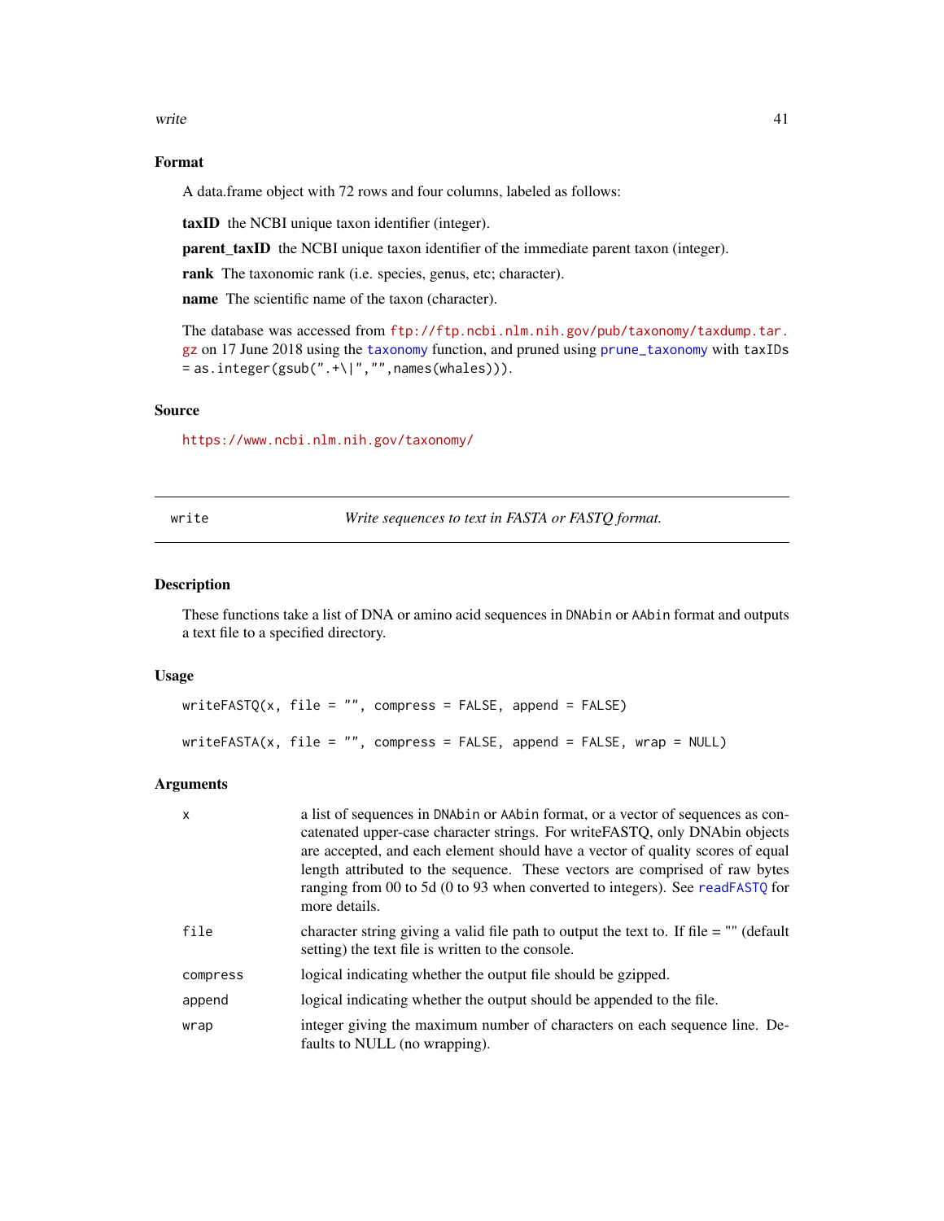## Format

A data.frame object with 72 rows and four columns, labeled as follows:

**taxID** the NCBI unique taxon identifier (integer).

**parent_taxID** the NCBI unique taxon identifier of the immediate parent taxon (integer).

**rank** The taxonomic rank (i.e. species, genus, etc; character).

**name** The scientific name of the taxon (character).

The database was accessed from ftp://ftp.ncbi.nlm.nih.gov/pub/taxonomy/taxdump.tar.gz on 17 June 2018 using the `taxonomy` function, and pruned using `prune_taxonomy` with `taxIDs = as.integer(gsub(".+\|","",names(whales)))`.

## Source

https://www.ncbi.nlm.nih.gov/taxonomy/

---

# write — *Write sequences to text in FASTA or FASTQ format.*

## Description

These functions take a list of DNA or amino acid sequences in `DNAbin` or `AAbin` format and outputs a text file to a specified directory.

## Usage

```
writeFASTQ(x, file = "", compress = FALSE, append = FALSE)

writeFASTA(x, file = "", compress = FALSE, append = FALSE, wrap = NULL)
```

## Arguments

| | |
|---|---|
| `x` | a list of sequences in `DNAbin` or `AAbin` format, or a vector of sequences as concatenated upper-case character strings. For writeFASTQ, only DNAbin objects are accepted, and each element should have a vector of quality scores of equal length attributed to the sequence. These vectors are comprised of raw bytes ranging from 00 to 5d (0 to 93 when converted to integers). See `readFASTQ` for more details. |
| `file` | character string giving a valid file path to output the text to. If file = "" (default setting) the text file is written to the console. |
| `compress` | logical indicating whether the output file should be gzipped. |
| `append` | logical indicating whether the output should be appended to the file. |
| `wrap` | integer giving the maximum number of characters on each sequence line. Defaults to NULL (no wrapping). |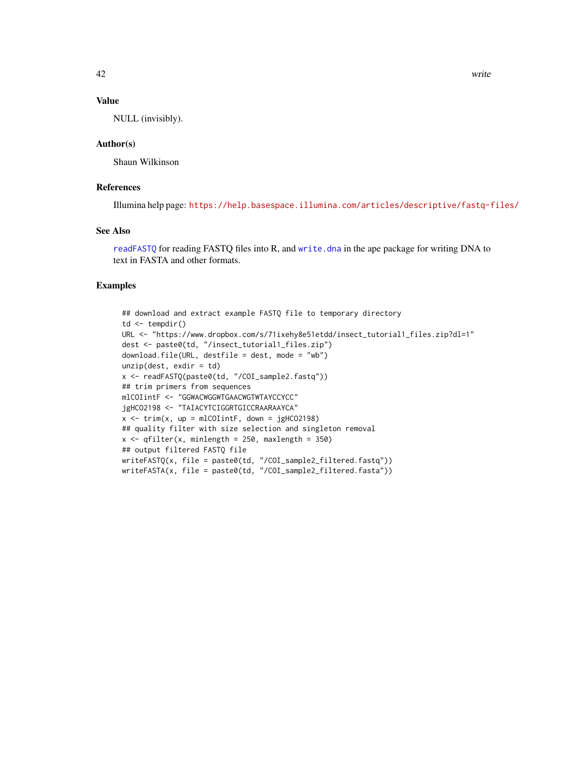## Value

NULL (invisibly).

## Author(s)

Shaun Wilkinson

## References

Illumina help page: https://help.basespace.illumina.com/articles/descriptive/fastq-files/

## See Also

readFASTQ for reading FASTQ files into R, and write.dna in the ape package for writing DNA to text in FASTA and other formats.

## Examples

```
## download and extract example FASTQ file to temporary directory
td <- tempdir()
URL <- "https://www.dropbox.com/s/71ixehy8e51etdd/insect_tutorial1_files.zip?dl=1"
dest <- paste0(td, "/insect_tutorial1_files.zip")
download.file(URL, destfile = dest, mode = "wb")
unzip(dest, exdir = td)
x <- readFASTQ(paste0(td, "/COI_sample2.fastq"))
## trim primers from sequences
mlCOIintF <- "GGWACWGGWTGAACWGTWTAYCCYCC"
jgHCO2198 <- "TAIACYTCIGGRTGICCRAARAAYCA"
x <- trim(x, up = mlCOIintF, down = jgHCO2198)
## quality filter with size selection and singleton removal
x <- qfilter(x, minlength = 250, maxlength = 350)
## output filtered FASTQ file
writeFASTQ(x, file = paste0(td, "/COI_sample2_filtered.fastq"))
writeFASTA(x, file = paste0(td, "/COI_sample2_filtered.fasta"))
```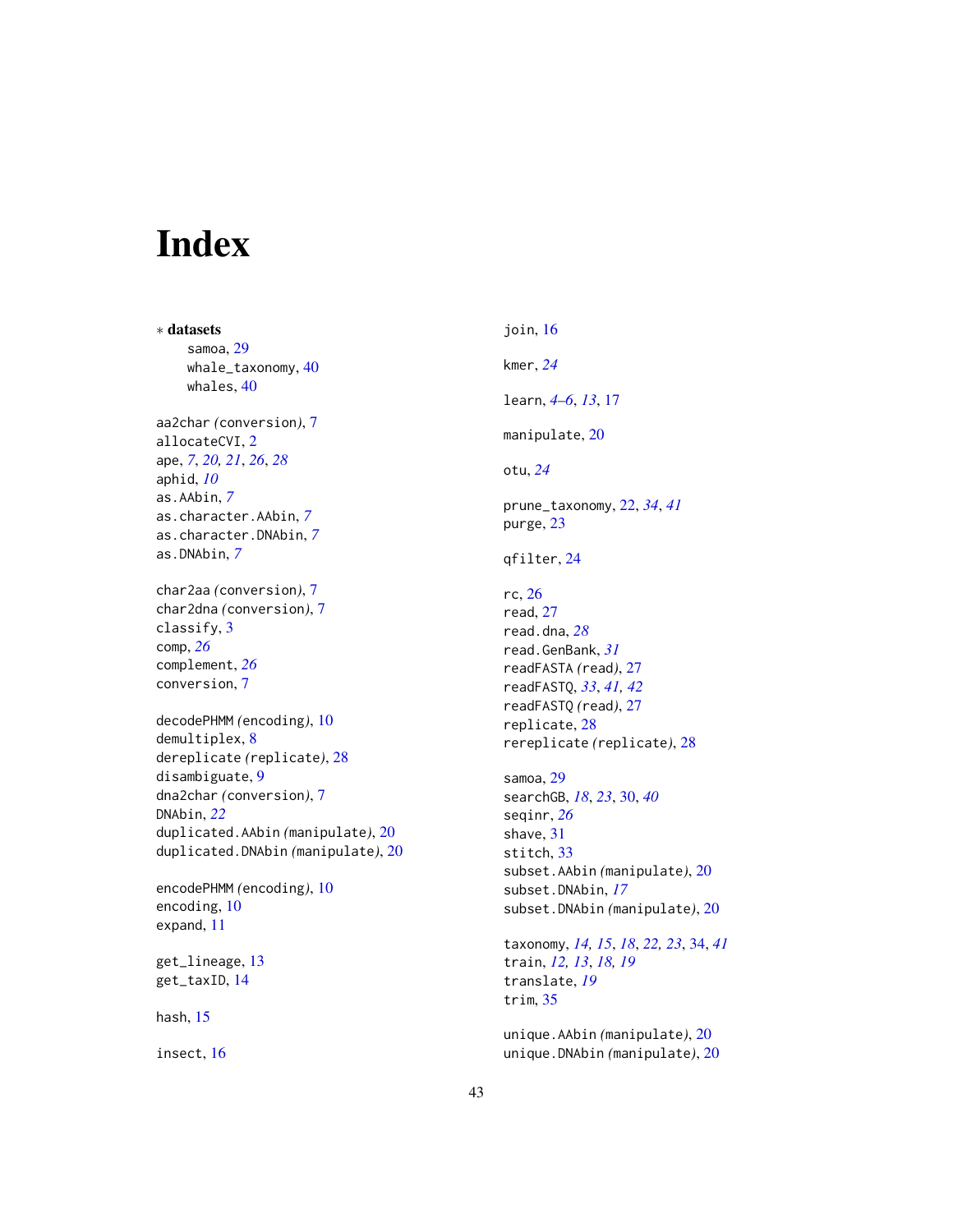# Index

∗ **datasets**
    samoa, 29
    whale_taxonomy, 40
    whales, 40

aa2char *(conversion)*, 7
allocateCVI, 2
ape, *7*, *20, 21*, *26*, *28*
aphid, *10*
as.AAbin, *7*
as.character.AAbin, *7*
as.character.DNAbin, *7*
as.DNAbin, *7*

char2aa *(conversion)*, 7
char2dna *(conversion)*, 7
classify, 3
comp, *26*
complement, *26*
conversion, 7

decodePHMM *(encoding)*, 10
demultiplex, 8
dereplicate *(replicate)*, 28
disambiguate, 9
dna2char *(conversion)*, 7
DNAbin, *22*
duplicated.AAbin *(manipulate)*, 20
duplicated.DNAbin *(manipulate)*, 20

encodePHMM *(encoding)*, 10
encoding, 10
expand, 11

get_lineage, 13
get_taxID, 14

hash, 15

insect, 16

join, 16

kmer, *24*

learn, *4–6*, *13*, 17

manipulate, 20

otu, *24*

prune_taxonomy, 22, *34*, *41*
purge, 23

qfilter, 24

rc, 26
read, 27
read.dna, *28*
read.GenBank, *31*
readFASTA *(read)*, 27
readFASTQ, *33*, *41, 42*
readFASTQ *(read)*, 27
replicate, 28
rereplicate *(replicate)*, 28

samoa, 29
searchGB, *18*, *23*, 30, *40*
seqinr, *26*
shave, 31
stitch, 33
subset.AAbin *(manipulate)*, 20
subset.DNAbin, *17*
subset.DNAbin *(manipulate)*, 20

taxonomy, *14, 15*, *18*, *22, 23*, 34, *41*
train, *12, 13*, *18, 19*
translate, *19*
trim, 35

unique.AAbin *(manipulate)*, 20
unique.DNAbin *(manipulate)*, 20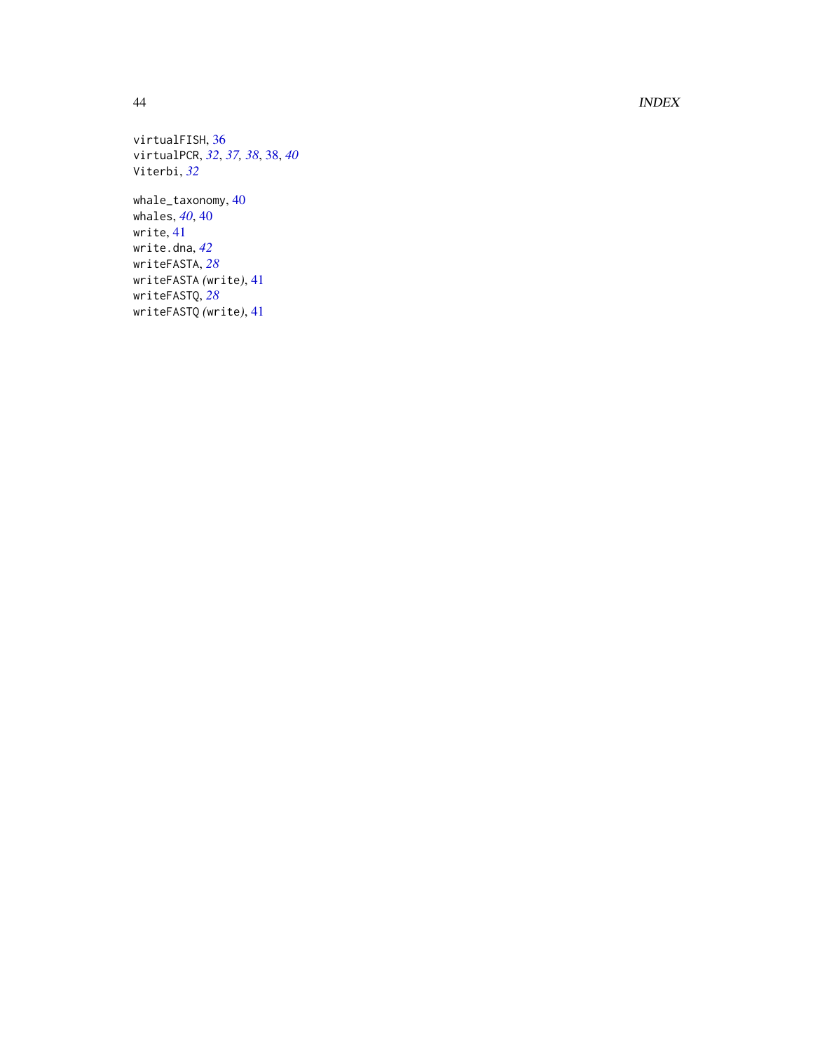virtualFISH, 36
virtualPCR, *32*, *37, 38*, 38, *40*
Viterbi, *32*

whale_taxonomy, 40
whales, *40*, 40
write, 41
write.dna, *42*
writeFASTA, *28*
writeFASTA *(*write*)*, 41
writeFASTQ, *28*
writeFASTQ *(*write*)*, 41